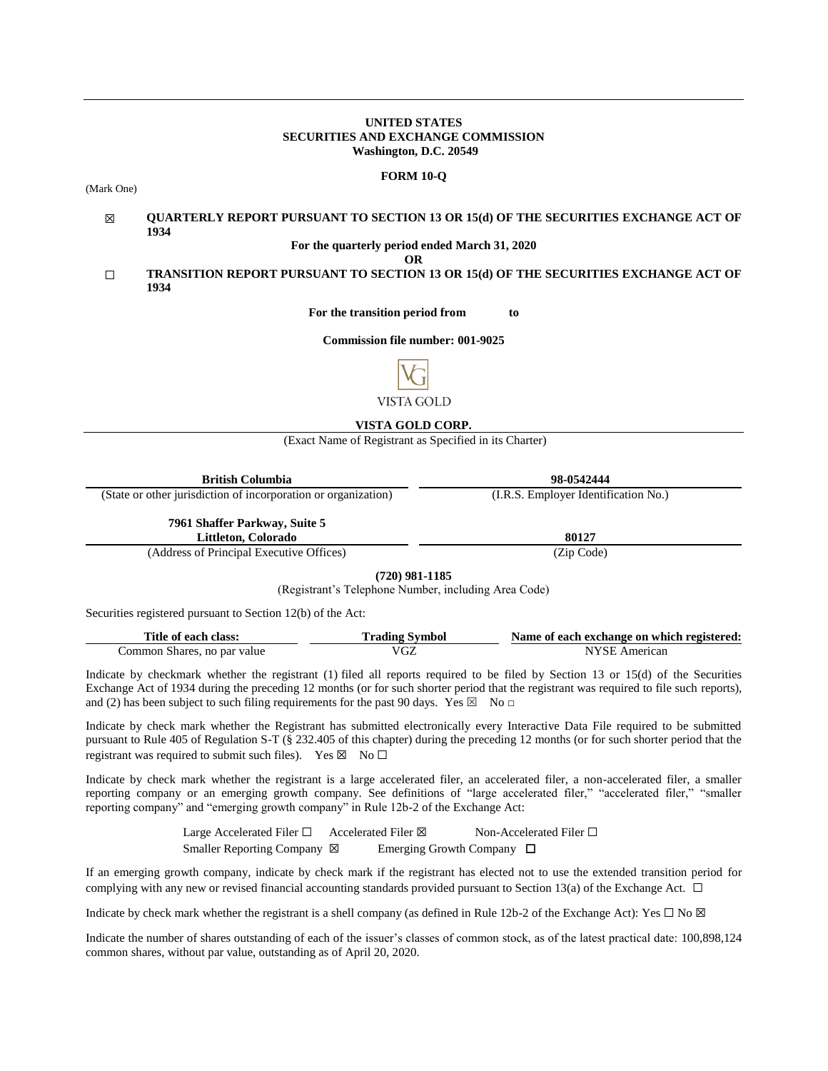**UNITED STATES**
**SECURITIES AND EXCHANGE COMMISSION**
**Washington, D.C. 20549**

**FORM 10-Q**

(Mark One)

☒ **QUARTERLY REPORT PURSUANT TO SECTION 13 OR 15(d) OF THE SECURITIES EXCHANGE ACT OF 1934**

**For the quarterly period ended March 31, 2020**

**OR**

☐ **TRANSITION REPORT PURSUANT TO SECTION 13 OR 15(d) OF THE SECURITIES EXCHANGE ACT OF 1934**

**For the transition period from to**

**Commission file number: 001-9025**

VISTA GOLD

**VISTA GOLD CORP.**

(Exact Name of Registrant as Specified in its Charter)

| **British Columbia** | **98-0542444** |
|---|---|
| (State or other jurisdiction of incorporation or organization) | (I.R.S. Employer Identification No.) |
| **7961 Shaffer Parkway, Suite 5 Littleton, Colorado** | **80127** |
| (Address of Principal Executive Offices) | (Zip Code) |

**(720) 981-1185**

(Registrant's Telephone Number, including Area Code)

Securities registered pursuant to Section 12(b) of the Act:

| Title of each class: | Trading Symbol | Name of each exchange on which registered: |
|---|---|---|
| Common Shares, no par value | VGZ | NYSE American |

Indicate by checkmark whether the registrant (1) filed all reports required to be filed by Section 13 or 15(d) of the Securities Exchange Act of 1934 during the preceding 12 months (or for such shorter period that the registrant was required to file such reports), and (2) has been subject to such filing requirements for the past 90 days. Yes ☒ No ☐

Indicate by check mark whether the Registrant has submitted electronically every Interactive Data File required to be submitted pursuant to Rule 405 of Regulation S-T (§ 232.405 of this chapter) during the preceding 12 months (or for such shorter period that the registrant was required to submit such files). Yes ☒ No ☐

Indicate by check mark whether the registrant is a large accelerated filer, an accelerated filer, a non-accelerated filer, a smaller reporting company or an emerging growth company. See definitions of "large accelerated filer," "accelerated filer," "smaller reporting company" and "emerging growth company" in Rule 12b-2 of the Exchange Act:

Large Accelerated Filer ☐ Accelerated Filer ☒ Non-Accelerated Filer ☐
Smaller Reporting Company ☒ Emerging Growth Company ☐

If an emerging growth company, indicate by check mark if the registrant has elected not to use the extended transition period for complying with any new or revised financial accounting standards provided pursuant to Section 13(a) of the Exchange Act. ☐

Indicate by check mark whether the registrant is a shell company (as defined in Rule 12b-2 of the Exchange Act): Yes ☐ No ☒

Indicate the number of shares outstanding of each of the issuer's classes of common stock, as of the latest practical date: 100,898,124 common shares, without par value, outstanding as of April 20, 2020.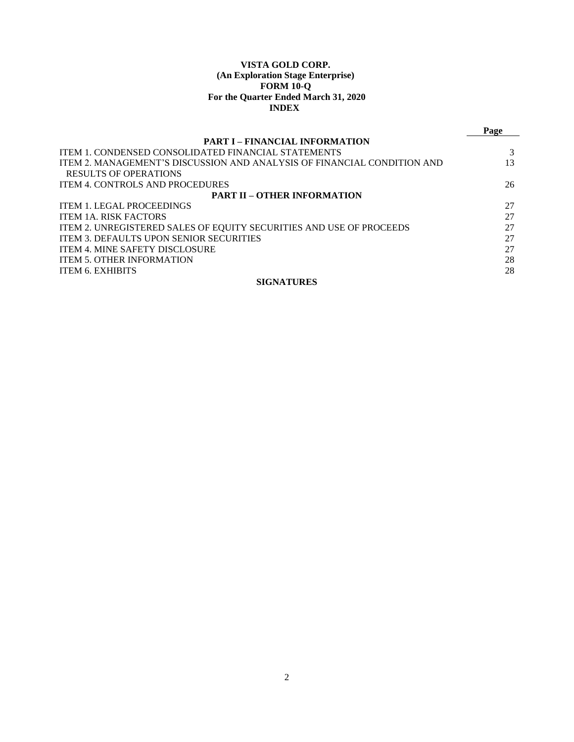**VISTA GOLD CORP.**
**(An Exploration Stage Enterprise)**
**FORM 10-Q**
**For the Quarter Ended March 31, 2020**
**INDEX**

| | Page |
|---|---|
| **PART I – FINANCIAL INFORMATION** | |
| ITEM 1. CONDENSED CONSOLIDATED FINANCIAL STATEMENTS | 3 |
| ITEM 2. MANAGEMENT'S DISCUSSION AND ANALYSIS OF FINANCIAL CONDITION AND RESULTS OF OPERATIONS | 13 |
| ITEM 4. CONTROLS AND PROCEDURES | 26 |
| **PART II – OTHER INFORMATION** | |
| ITEM 1. LEGAL PROCEEDINGS | 27 |
| ITEM 1A. RISK FACTORS | 27 |
| ITEM 2. UNREGISTERED SALES OF EQUITY SECURITIES AND USE OF PROCEEDS | 27 |
| ITEM 3. DEFAULTS UPON SENIOR SECURITIES | 27 |
| ITEM 4. MINE SAFETY DISCLOSURE | 27 |
| ITEM 5. OTHER INFORMATION | 28 |
| ITEM 6. EXHIBITS | 28 |
| **SIGNATURES** | |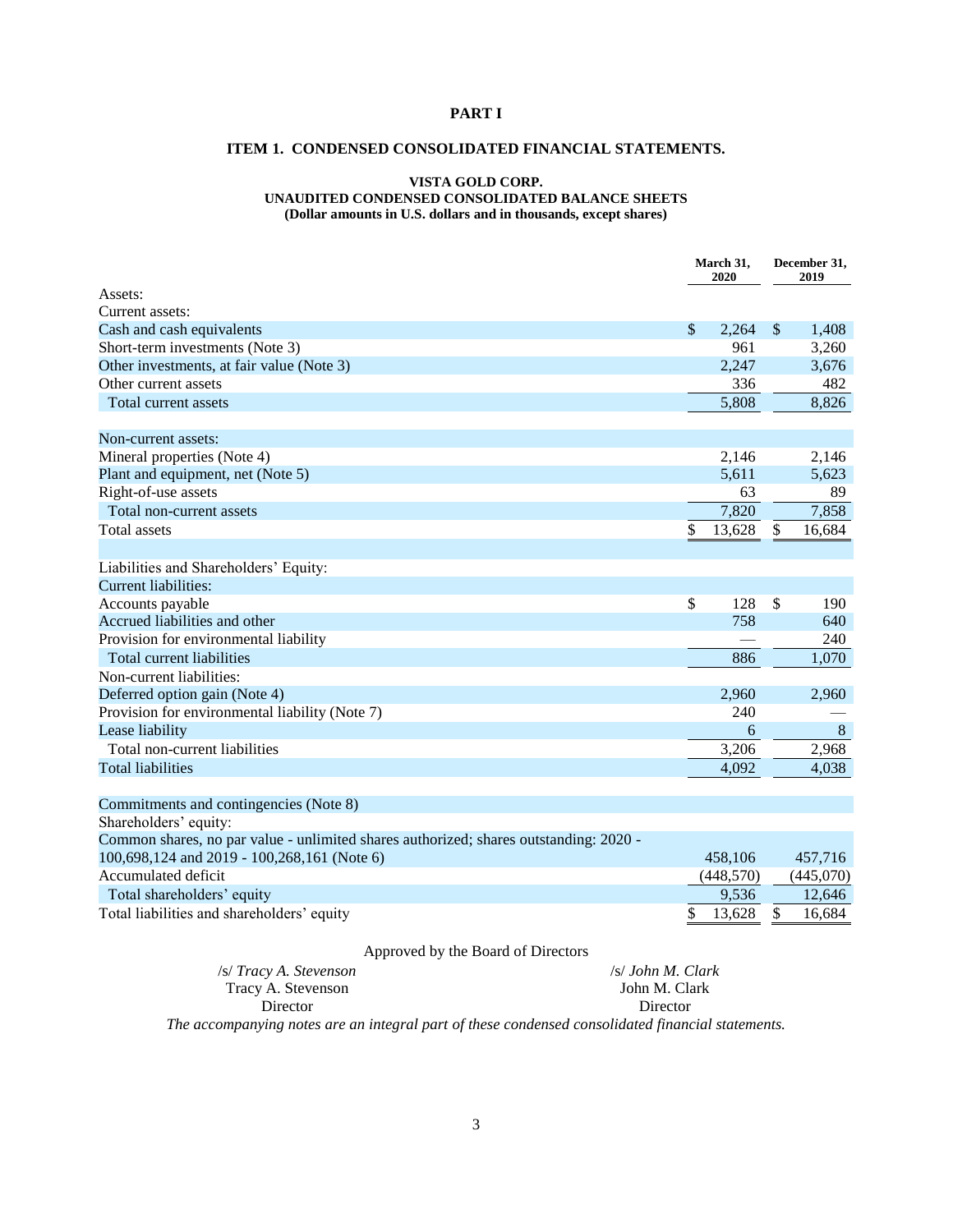# PART I

## ITEM 1. CONDENSED CONSOLIDATED FINANCIAL STATEMENTS.

### VISTA GOLD CORP.
### UNAUDITED CONDENSED CONSOLIDATED BALANCE SHEETS
**(Dollar amounts in U.S. dollars and in thousands, except shares)**

| | March 31, 2020 | December 31, 2019 |
|---|---|---|
| Assets: | | |
| Current assets: | | |
| Cash and cash equivalents | $ 2,264 | $ 1,408 |
| Short-term investments (Note 3) | 961 | 3,260 |
| Other investments, at fair value (Note 3) | 2,247 | 3,676 |
| Other current assets | 336 | 482 |
| Total current assets | 5,808 | 8,826 |
| | | |
| Non-current assets: | | |
| Mineral properties (Note 4) | 2,146 | 2,146 |
| Plant and equipment, net (Note 5) | 5,611 | 5,623 |
| Right-of-use assets | 63 | 89 |
| Total non-current assets | 7,820 | 7,858 |
| Total assets | $ 13,628 | $ 16,684 |
| | | |
| Liabilities and Shareholders' Equity: | | |
| Current liabilities: | | |
| Accounts payable | $ 128 | $ 190 |
| Accrued liabilities and other | 758 | 640 |
| Provision for environmental liability | — | 240 |
| Total current liabilities | 886 | 1,070 |
| Non-current liabilities: | | |
| Deferred option gain (Note 4) | 2,960 | 2,960 |
| Provision for environmental liability (Note 7) | 240 | — |
| Lease liability | 6 | 8 |
| Total non-current liabilities | 3,206 | 2,968 |
| Total liabilities | 4,092 | 4,038 |
| | | |
| Commitments and contingencies (Note 8) | | |
| Shareholders' equity: | | |
| Common shares, no par value - unlimited shares authorized; shares outstanding: 2020 - 100,698,124 and 2019 - 100,268,161 (Note 6) | 458,106 | 457,716 |
| Accumulated deficit | (448,570) | (445,070) |
| Total shareholders' equity | 9,536 | 12,646 |
| Total liabilities and shareholders' equity | $ 13,628 | $ 16,684 |

Approved by the Board of Directors

/s/ *Tracy A. Stevenson*
Tracy A. Stevenson
Director

/s/ *John M. Clark*
John M. Clark
Director

*The accompanying notes are an integral part of these condensed consolidated financial statements.*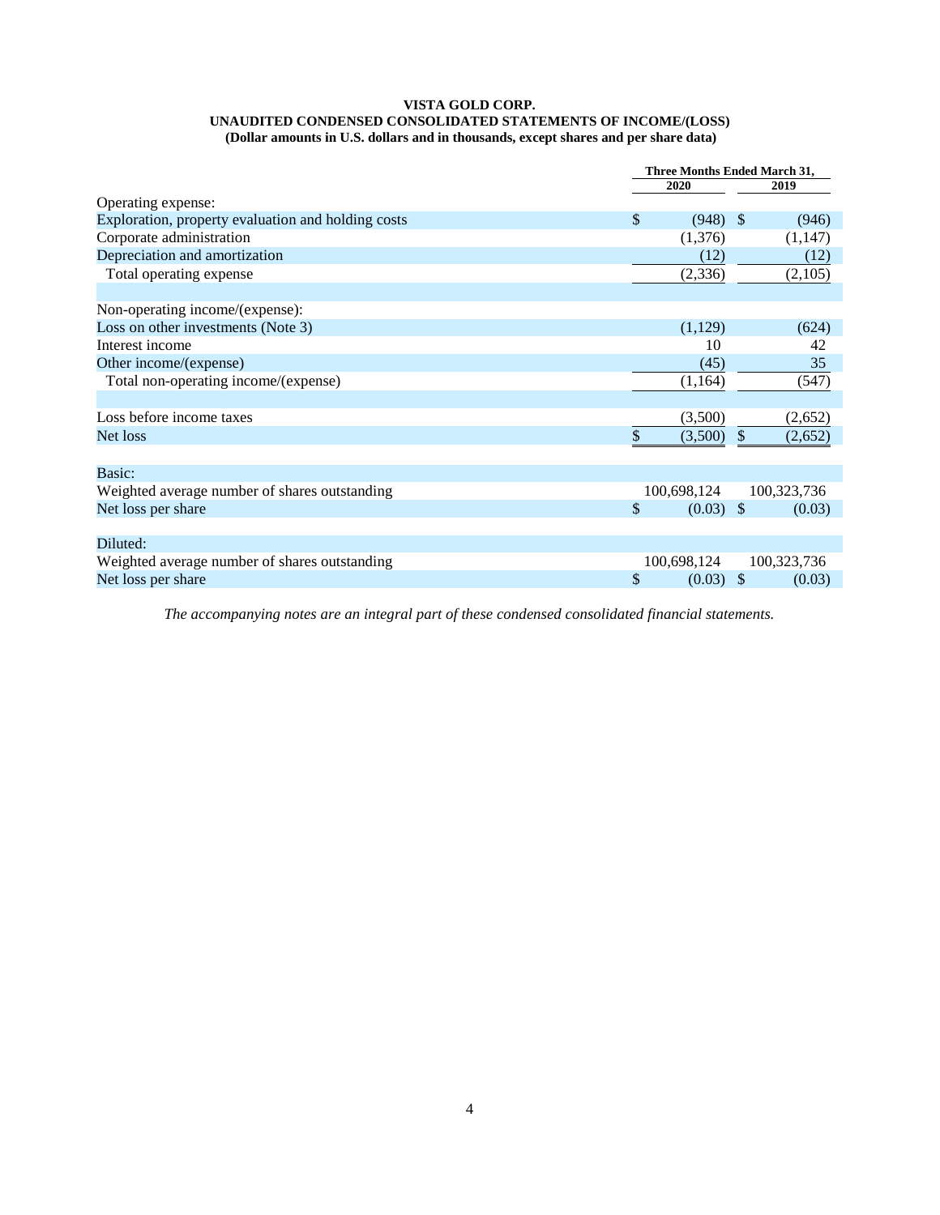**VISTA GOLD CORP.**
**UNAUDITED CONDENSED CONSOLIDATED STATEMENTS OF INCOME/(LOSS)**
**(Dollar amounts in U.S. dollars and in thousands, except shares and per share data)**

| | Three Months Ended March 31, | |
|---|---|---|
| | 2020 | 2019 |
| Operating expense: | | |
| Exploration, property evaluation and holding costs | $ (948) | $ (946) |
| Corporate administration | (1,376) | (1,147) |
| Depreciation and amortization | (12) | (12) |
| Total operating expense | (2,336) | (2,105) |
| | | |
| Non-operating income/(expense): | | |
| Loss on other investments (Note 3) | (1,129) | (624) |
| Interest income | 10 | 42 |
| Other income/(expense) | (45) | 35 |
| Total non-operating income/(expense) | (1,164) | (547) |
| | | |
| Loss before income taxes | (3,500) | (2,652) |
| Net loss | $ (3,500) | $ (2,652) |
| | | |
| Basic: | | |
| Weighted average number of shares outstanding | 100,698,124 | 100,323,736 |
| Net loss per share | $ (0.03) | $ (0.03) |
| | | |
| Diluted: | | |
| Weighted average number of shares outstanding | 100,698,124 | 100,323,736 |
| Net loss per share | $ (0.03) | $ (0.03) |

*The accompanying notes are an integral part of these condensed consolidated financial statements.*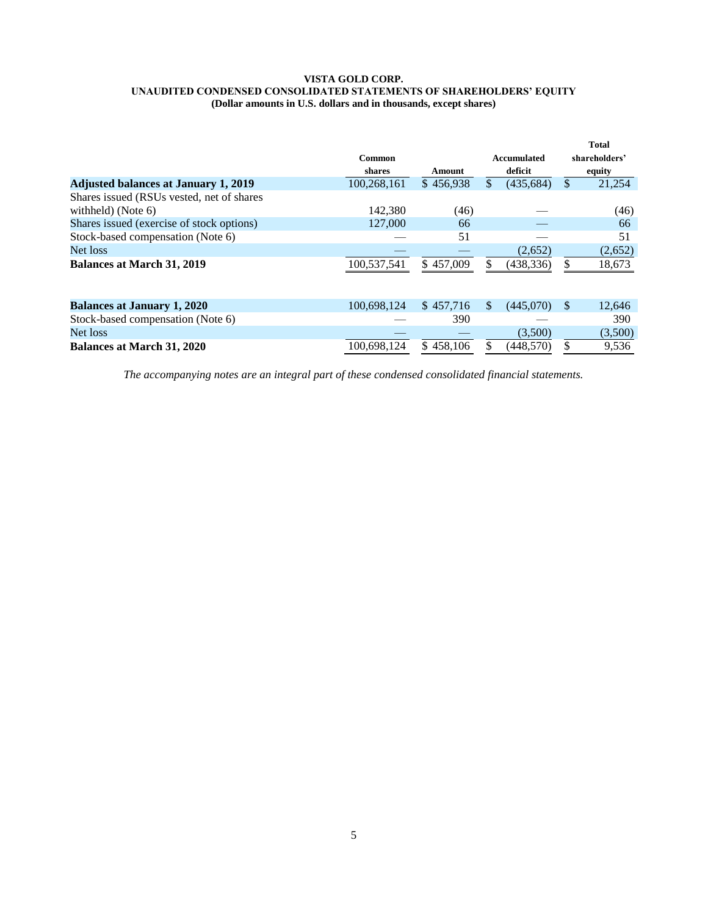**VISTA GOLD CORP.**
**UNAUDITED CONDENSED CONSOLIDATED STATEMENTS OF SHAREHOLDERS' EQUITY**
**(Dollar amounts in U.S. dollars and in thousands, except shares)**

| | Common shares | Amount | Accumulated deficit | Total shareholders' equity |
|---|---|---|---|---|
| **Adjusted balances at January 1, 2019** | 100,268,161 | $ 456,938 | $ (435,684) | $ 21,254 |
| Shares issued (RSUs vested, net of shares withheld) (Note 6) | 142,380 | (46) | — | (46) |
| Shares issued (exercise of stock options) | 127,000 | 66 | — | 66 |
| Stock-based compensation (Note 6) | — | 51 | — | 51 |
| Net loss | — | — | (2,652) | (2,652) |
| **Balances at March 31, 2019** | 100,537,541 | $ 457,009 | $ (438,336) | $ 18,673 |
| | | | | |
| **Balances at January 1, 2020** | 100,698,124 | $ 457,716 | $ (445,070) | $ 12,646 |
| Stock-based compensation (Note 6) | — | 390 | — | 390 |
| Net loss | — | — | (3,500) | (3,500) |
| **Balances at March 31, 2020** | 100,698,124 | $ 458,106 | $ (448,570) | $ 9,536 |

*The accompanying notes are an integral part of these condensed consolidated financial statements.*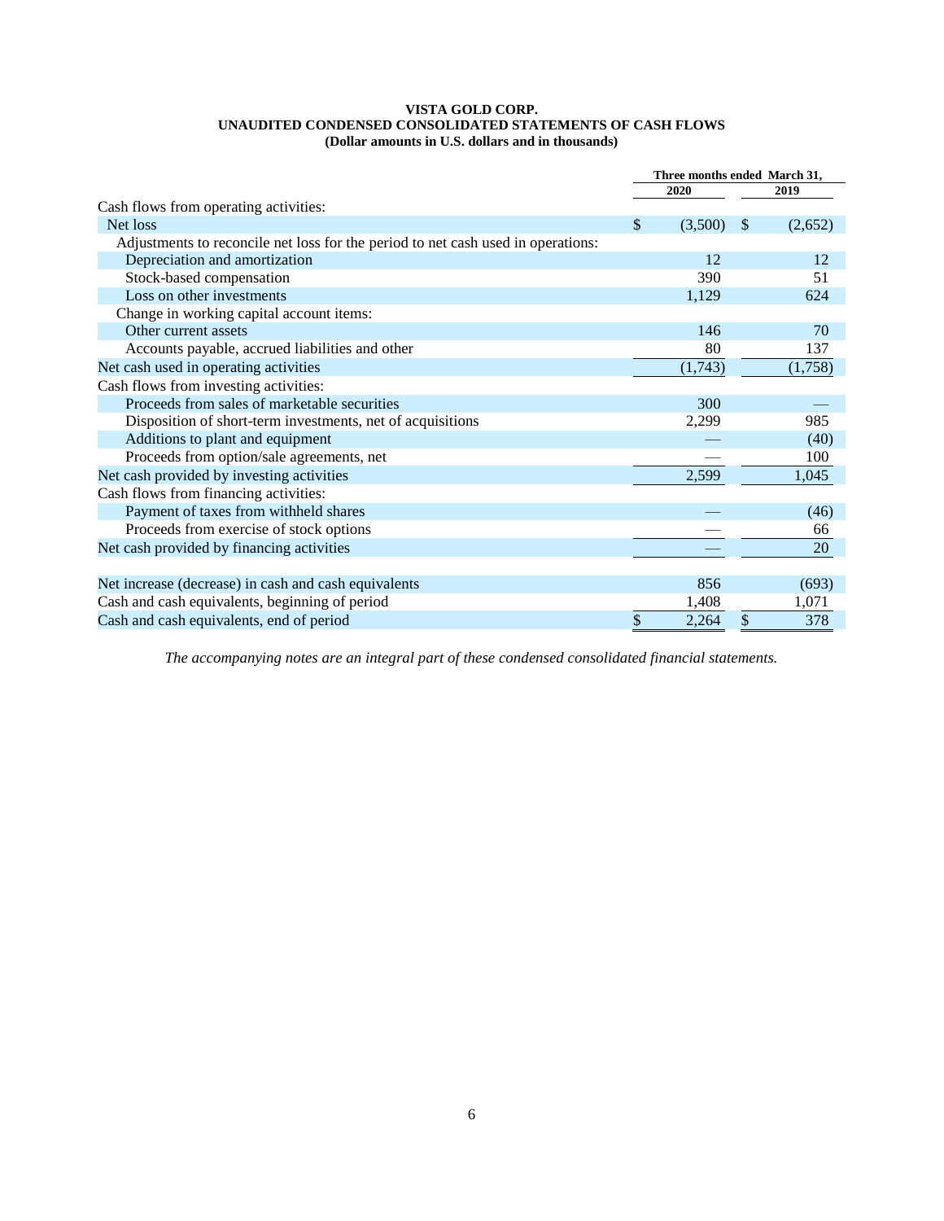**VISTA GOLD CORP.**
**UNAUDITED CONDENSED CONSOLIDATED STATEMENTS OF CASH FLOWS**
**(Dollar amounts in U.S. dollars and in thousands)**

| | Three months ended March 31, | |
|---|---|---|
| | 2020 | 2019 |
| Cash flows from operating activities: | | |
| Net loss | $ (3,500) | $ (2,652) |
| Adjustments to reconcile net loss for the period to net cash used in operations: | | |
| Depreciation and amortization | 12 | 12 |
| Stock-based compensation | 390 | 51 |
| Loss on other investments | 1,129 | 624 |
| Change in working capital account items: | | |
| Other current assets | 146 | 70 |
| Accounts payable, accrued liabilities and other | 80 | 137 |
| Net cash used in operating activities | (1,743) | (1,758) |
| Cash flows from investing activities: | | |
| Proceeds from sales of marketable securities | 300 | — |
| Disposition of short-term investments, net of acquisitions | 2,299 | 985 |
| Additions to plant and equipment | — | (40) |
| Proceeds from option/sale agreements, net | — | 100 |
| Net cash provided by investing activities | 2,599 | 1,045 |
| Cash flows from financing activities: | | |
| Payment of taxes from withheld shares | — | (46) |
| Proceeds from exercise of stock options | — | 66 |
| Net cash provided by financing activities | — | 20 |
| | | |
| Net increase (decrease) in cash and cash equivalents | 856 | (693) |
| Cash and cash equivalents, beginning of period | 1,408 | 1,071 |
| Cash and cash equivalents, end of period | $ 2,264 | $ 378 |

*The accompanying notes are an integral part of these condensed consolidated financial statements.*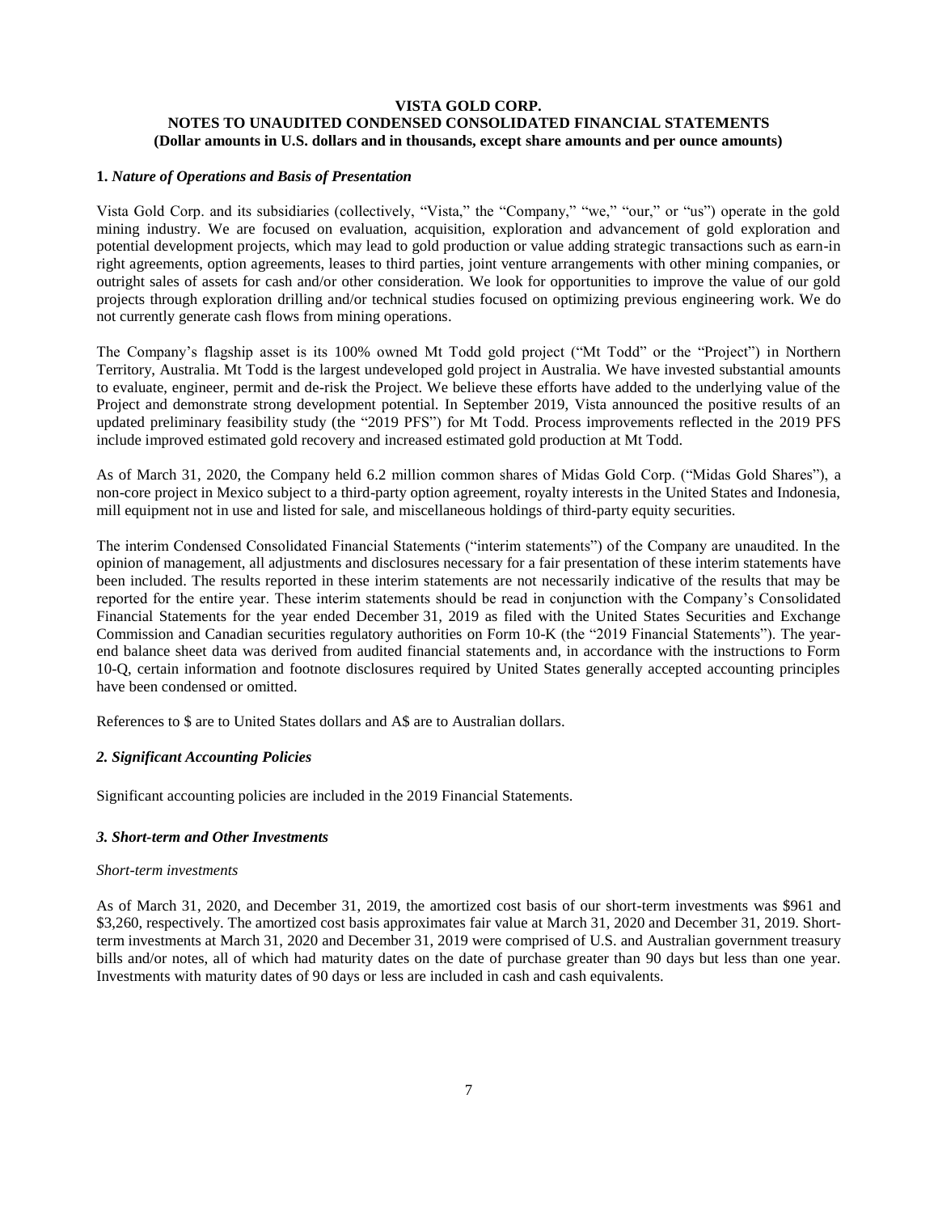**VISTA GOLD CORP.**
**NOTES TO UNAUDITED CONDENSED CONSOLIDATED FINANCIAL STATEMENTS**
**(Dollar amounts in U.S. dollars and in thousands, except share amounts and per ounce amounts)**

**1.** ***Nature of Operations and Basis of Presentation***

Vista Gold Corp. and its subsidiaries (collectively, "Vista," the "Company," "we," "our," or "us") operate in the gold mining industry. We are focused on evaluation, acquisition, exploration and advancement of gold exploration and potential development projects, which may lead to gold production or value adding strategic transactions such as earn-in right agreements, option agreements, leases to third parties, joint venture arrangements with other mining companies, or outright sales of assets for cash and/or other consideration. We look for opportunities to improve the value of our gold projects through exploration drilling and/or technical studies focused on optimizing previous engineering work. We do not currently generate cash flows from mining operations.

The Company's flagship asset is its 100% owned Mt Todd gold project ("Mt Todd" or the "Project") in Northern Territory, Australia. Mt Todd is the largest undeveloped gold project in Australia. We have invested substantial amounts to evaluate, engineer, permit and de-risk the Project. We believe these efforts have added to the underlying value of the Project and demonstrate strong development potential. In September 2019, Vista announced the positive results of an updated preliminary feasibility study (the "2019 PFS") for Mt Todd. Process improvements reflected in the 2019 PFS include improved estimated gold recovery and increased estimated gold production at Mt Todd.

As of March 31, 2020, the Company held 6.2 million common shares of Midas Gold Corp. ("Midas Gold Shares"), a non-core project in Mexico subject to a third-party option agreement, royalty interests in the United States and Indonesia, mill equipment not in use and listed for sale, and miscellaneous holdings of third-party equity securities.

The interim Condensed Consolidated Financial Statements ("interim statements") of the Company are unaudited. In the opinion of management, all adjustments and disclosures necessary for a fair presentation of these interim statements have been included. The results reported in these interim statements are not necessarily indicative of the results that may be reported for the entire year. These interim statements should be read in conjunction with the Company's Consolidated Financial Statements for the year ended December 31, 2019 as filed with the United States Securities and Exchange Commission and Canadian securities regulatory authorities on Form 10-K (the "2019 Financial Statements"). The year-end balance sheet data was derived from audited financial statements and, in accordance with the instructions to Form 10-Q, certain information and footnote disclosures required by United States generally accepted accounting principles have been condensed or omitted.

References to $ are to United States dollars and A$ are to Australian dollars.

***2. Significant Accounting Policies***

Significant accounting policies are included in the 2019 Financial Statements.

***3. Short-term and Other Investments***

*Short-term investments*

As of March 31, 2020, and December 31, 2019, the amortized cost basis of our short-term investments was $961 and $3,260, respectively. The amortized cost basis approximates fair value at March 31, 2020 and December 31, 2019. Short-term investments at March 31, 2020 and December 31, 2019 were comprised of U.S. and Australian government treasury bills and/or notes, all of which had maturity dates on the date of purchase greater than 90 days but less than one year. Investments with maturity dates of 90 days or less are included in cash and cash equivalents.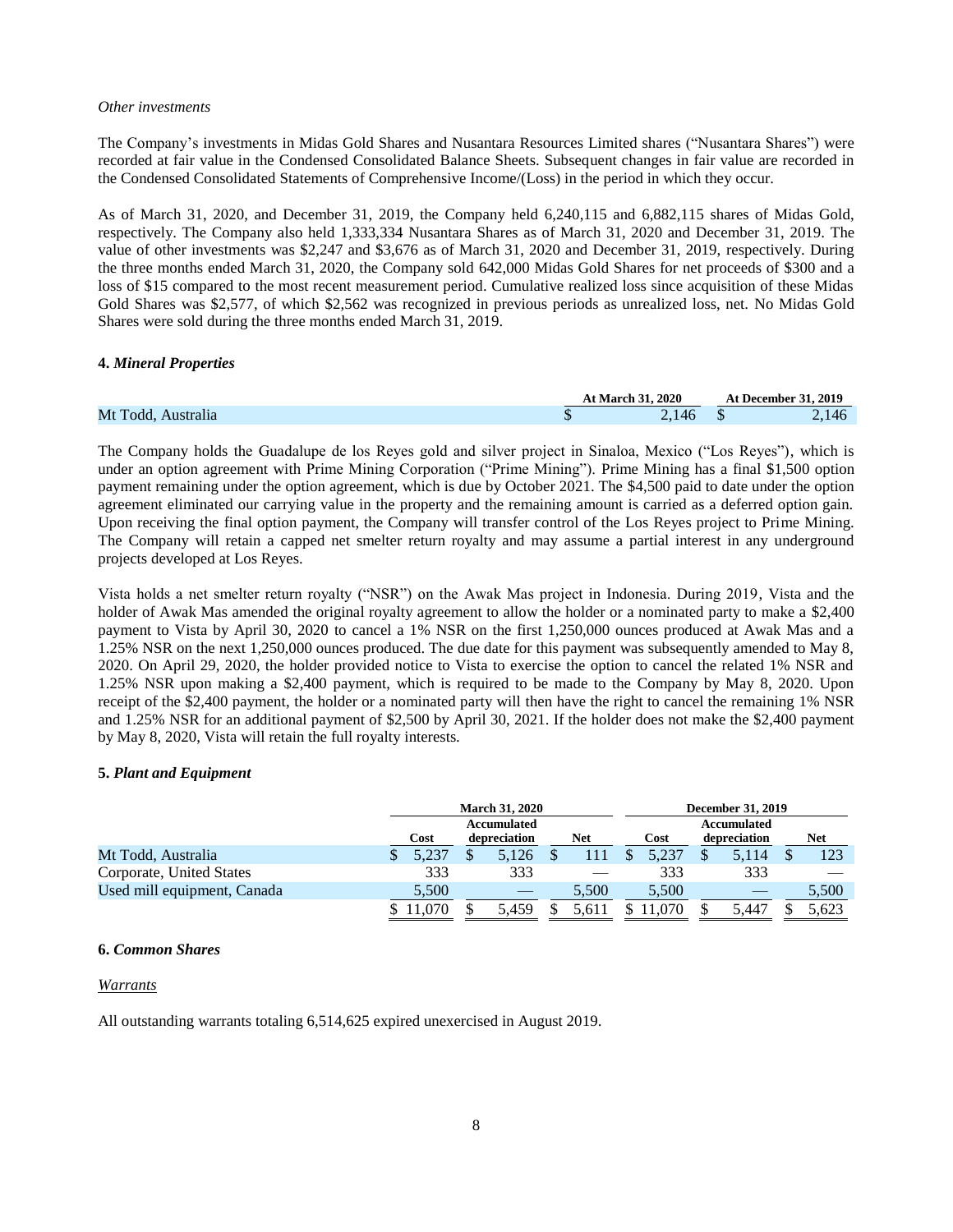*Other investments*

The Company's investments in Midas Gold Shares and Nusantara Resources Limited shares ("Nusantara Shares") were recorded at fair value in the Condensed Consolidated Balance Sheets. Subsequent changes in fair value are recorded in the Condensed Consolidated Statements of Comprehensive Income/(Loss) in the period in which they occur.

As of March 31, 2020, and December 31, 2019, the Company held 6,240,115 and 6,882,115 shares of Midas Gold, respectively. The Company also held 1,333,334 Nusantara Shares as of March 31, 2020 and December 31, 2019. The value of other investments was $2,247 and $3,676 as of March 31, 2020 and December 31, 2019, respectively. During the three months ended March 31, 2020, the Company sold 642,000 Midas Gold Shares for net proceeds of $300 and a loss of $15 compared to the most recent measurement period. Cumulative realized loss since acquisition of these Midas Gold Shares was $2,577, of which $2,562 was recognized in previous periods as unrealized loss, net. No Midas Gold Shares were sold during the three months ended March 31, 2019.

### 4. *Mineral Properties*

| | At March 31, 2020 | At December 31, 2019 |
|---|---|---|
| Mt Todd, Australia | $ 2,146 | $ 2,146 |

The Company holds the Guadalupe de los Reyes gold and silver project in Sinaloa, Mexico ("Los Reyes"), which is under an option agreement with Prime Mining Corporation ("Prime Mining"). Prime Mining has a final $1,500 option payment remaining under the option agreement, which is due by October 2021. The $4,500 paid to date under the option agreement eliminated our carrying value in the property and the remaining amount is carried as a deferred option gain. Upon receiving the final option payment, the Company will transfer control of the Los Reyes project to Prime Mining. The Company will retain a capped net smelter return royalty and may assume a partial interest in any underground projects developed at Los Reyes.

Vista holds a net smelter return royalty ("NSR") on the Awak Mas project in Indonesia. During 2019, Vista and the holder of Awak Mas amended the original royalty agreement to allow the holder or a nominated party to make a $2,400 payment to Vista by April 30, 2020 to cancel a 1% NSR on the first 1,250,000 ounces produced at Awak Mas and a 1.25% NSR on the next 1,250,000 ounces produced. The due date for this payment was subsequently amended to May 8, 2020. On April 29, 2020, the holder provided notice to Vista to exercise the option to cancel the related 1% NSR and 1.25% NSR upon making a $2,400 payment, which is required to be made to the Company by May 8, 2020. Upon receipt of the $2,400 payment, the holder or a nominated party will then have the right to cancel the remaining 1% NSR and 1.25% NSR for an additional payment of $2,500 by April 30, 2021. If the holder does not make the $2,400 payment by May 8, 2020, Vista will retain the full royalty interests.

### 5. *Plant and Equipment*

| | March 31, 2020 | | | December 31, 2019 | | |
|---|---|---|---|---|---|---|
| | Cost | Accumulated depreciation | Net | Cost | Accumulated depreciation | Net |
| Mt Todd, Australia | $ 5,237 | $ 5,126 | $ 111 | $ 5,237 | $ 5,114 | $ 123 |
| Corporate, United States | 333 | 333 | — | 333 | 333 | — |
| Used mill equipment, Canada | 5,500 | — | 5,500 | 5,500 | — | 5,500 |
| | $ 11,070 | $ 5,459 | $ 5,611 | $ 11,070 | $ 5,447 | $ 5,623 |

### 6. *Common Shares*

*Warrants*

All outstanding warrants totaling 6,514,625 expired unexercised in August 2019.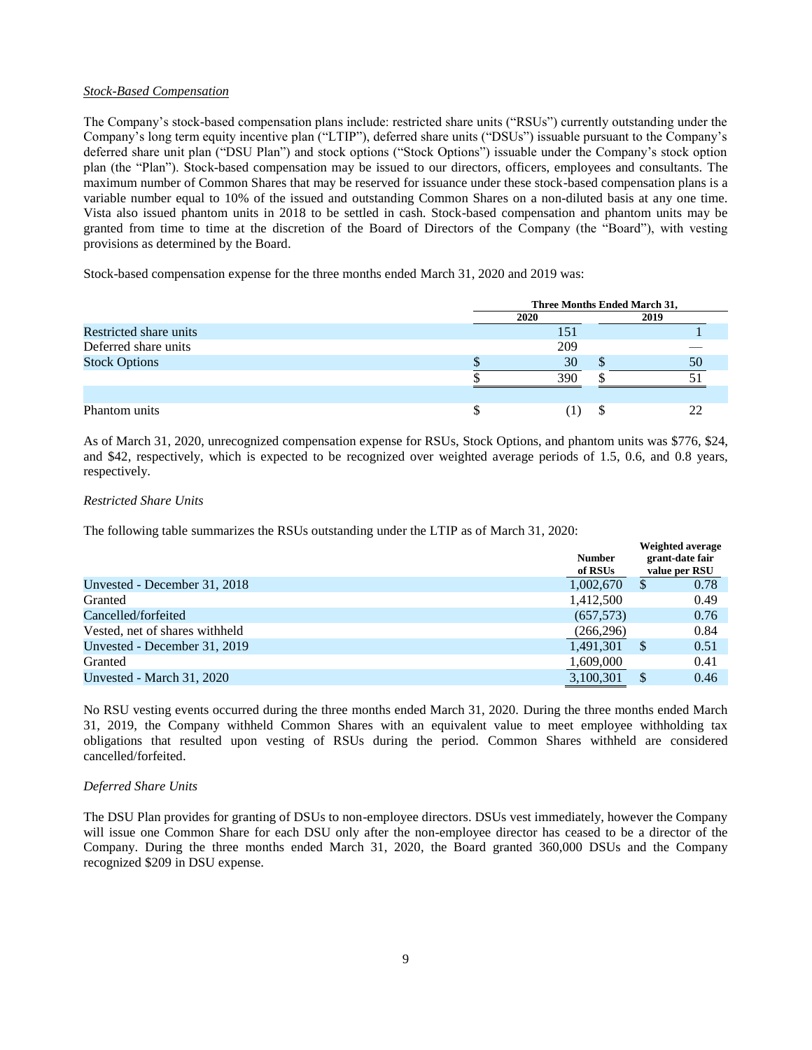*Stock-Based Compensation*

The Company's stock-based compensation plans include: restricted share units ("RSUs") currently outstanding under the Company's long term equity incentive plan ("LTIP"), deferred share units ("DSUs") issuable pursuant to the Company's deferred share unit plan ("DSU Plan") and stock options ("Stock Options") issuable under the Company's stock option plan (the "Plan"). Stock-based compensation may be issued to our directors, officers, employees and consultants. The maximum number of Common Shares that may be reserved for issuance under these stock-based compensation plans is a variable number equal to 10% of the issued and outstanding Common Shares on a non-diluted basis at any one time. Vista also issued phantom units in 2018 to be settled in cash. Stock-based compensation and phantom units may be granted from time to time at the discretion of the Board of Directors of the Company (the "Board"), with vesting provisions as determined by the Board.

Stock-based compensation expense for the three months ended March 31, 2020 and 2019 was:

| | Three Months Ended March 31, | |
|---|---|---|
| | 2020 | 2019 |
| Restricted share units | 151 | 1 |
| Deferred share units | 209 | — |
| Stock Options | $ 30 | $ 50 |
| | $ 390 | $ 51 |
| | | |
| Phantom units | $ (1) | $ 22 |

As of March 31, 2020, unrecognized compensation expense for RSUs, Stock Options, and phantom units was $776, $24, and $42, respectively, which is expected to be recognized over weighted average periods of 1.5, 0.6, and 0.8 years, respectively.

*Restricted Share Units*

The following table summarizes the RSUs outstanding under the LTIP as of March 31, 2020:

| | Number of RSUs | Weighted average grant-date fair value per RSU |
|---|---|---|
| Unvested - December 31, 2018 | 1,002,670 | $ 0.78 |
| Granted | 1,412,500 | 0.49 |
| Cancelled/forfeited | (657,573) | 0.76 |
| Vested, net of shares withheld | (266,296) | 0.84 |
| Unvested - December 31, 2019 | 1,491,301 | $ 0.51 |
| Granted | 1,609,000 | 0.41 |
| Unvested - March 31, 2020 | 3,100,301 | $ 0.46 |

No RSU vesting events occurred during the three months ended March 31, 2020. During the three months ended March 31, 2019, the Company withheld Common Shares with an equivalent value to meet employee withholding tax obligations that resulted upon vesting of RSUs during the period. Common Shares withheld are considered cancelled/forfeited.

*Deferred Share Units*

The DSU Plan provides for granting of DSUs to non-employee directors. DSUs vest immediately, however the Company will issue one Common Share for each DSU only after the non-employee director has ceased to be a director of the Company. During the three months ended March 31, 2020, the Board granted 360,000 DSUs and the Company recognized $209 in DSU expense.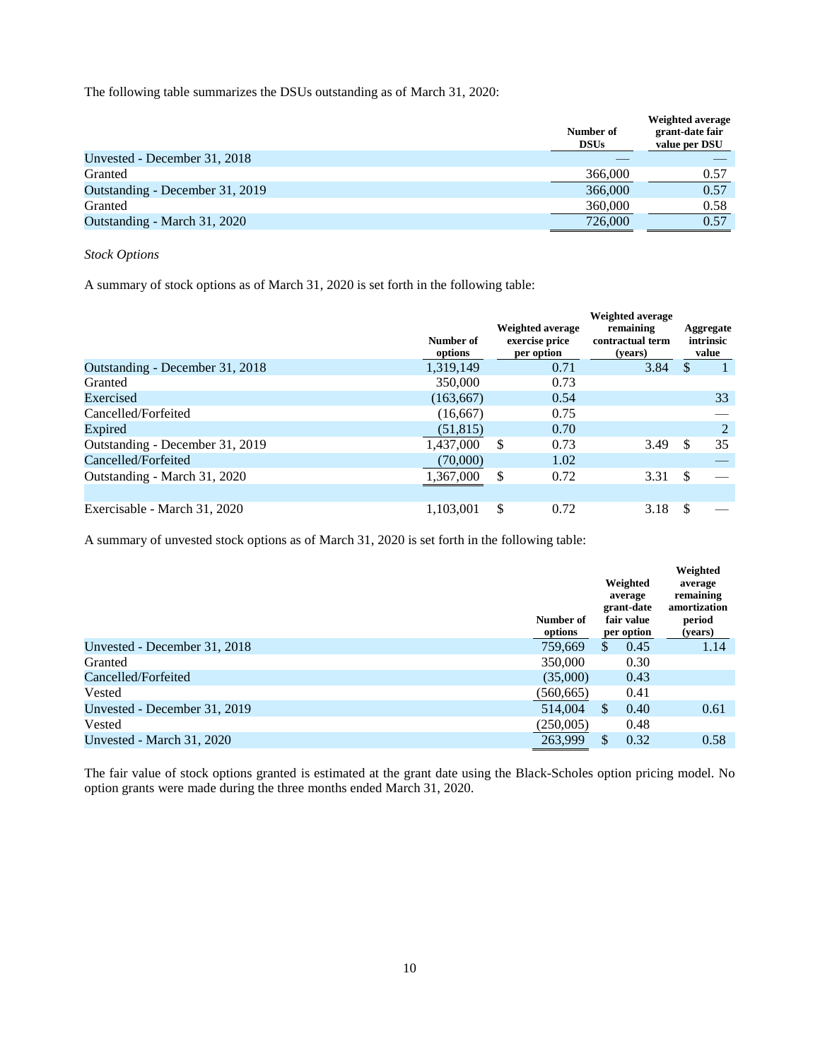The following table summarizes the DSUs outstanding as of March 31, 2020:

| | Number of DSUs | Weighted average grant-date fair value per DSU |
|---|---|---|
| Unvested - December 31, 2018 | — | — |
| Granted | 366,000 | 0.57 |
| Outstanding - December 31, 2019 | 366,000 | 0.57 |
| Granted | 360,000 | 0.58 |
| Outstanding - March 31, 2020 | 726,000 | 0.57 |

*Stock Options*

A summary of stock options as of March 31, 2020 is set forth in the following table:

| | Number of options | Weighted average exercise price per option | Weighted average remaining contractual term (years) | Aggregate intrinsic value |
|---|---|---|---|---|
| Outstanding - December 31, 2018 | 1,319,149 | 0.71 | 3.84 | $ 1 |
| Granted | 350,000 | 0.73 | | |
| Exercised | (163,667) | 0.54 | | 33 |
| Cancelled/Forfeited | (16,667) | 0.75 | | — |
| Expired | (51,815) | 0.70 | | 2 |
| Outstanding - December 31, 2019 | 1,437,000 | $ 0.73 | 3.49 | $ 35 |
| Cancelled/Forfeited | (70,000) | 1.02 | | — |
| Outstanding - March 31, 2020 | 1,367,000 | $ 0.72 | 3.31 | $ — |
| | | | | |
| Exercisable - March 31, 2020 | 1,103,001 | $ 0.72 | 3.18 | $ — |

A summary of unvested stock options as of March 31, 2020 is set forth in the following table:

| | Number of options | Weighted average grant-date fair value per option | Weighted average remaining amortization period (years) |
|---|---|---|---|
| Unvested - December 31, 2018 | 759,669 | $ 0.45 | 1.14 |
| Granted | 350,000 | 0.30 | |
| Cancelled/Forfeited | (35,000) | 0.43 | |
| Vested | (560,665) | 0.41 | |
| Unvested - December 31, 2019 | 514,004 | $ 0.40 | 0.61 |
| Vested | (250,005) | 0.48 | |
| Unvested - March 31, 2020 | 263,999 | $ 0.32 | 0.58 |

The fair value of stock options granted is estimated at the grant date using the Black-Scholes option pricing model. No option grants were made during the three months ended March 31, 2020.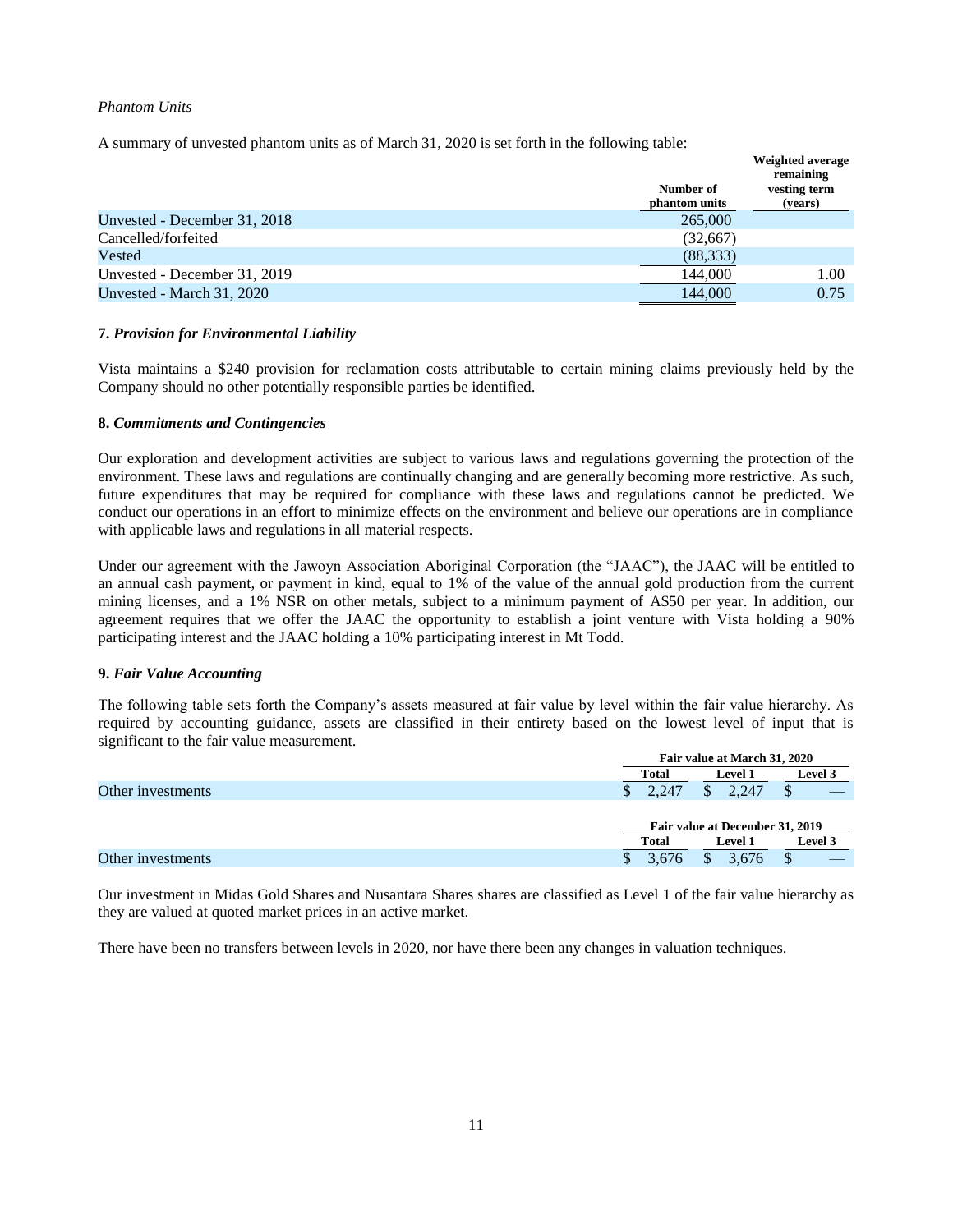*Phantom Units*

A summary of unvested phantom units as of March 31, 2020 is set forth in the following table:

| | Number of phantom units | Weighted average remaining vesting term (years) |
|---|---|---|
| Unvested - December 31, 2018 | 265,000 | |
| Cancelled/forfeited | (32,667) | |
| Vested | (88,333) | |
| Unvested - December 31, 2019 | 144,000 | 1.00 |
| Unvested - March 31, 2020 | 144,000 | 0.75 |

**7. *Provision for Environmental Liability***

Vista maintains a $240 provision for reclamation costs attributable to certain mining claims previously held by the Company should no other potentially responsible parties be identified.

**8. *Commitments and Contingencies***

Our exploration and development activities are subject to various laws and regulations governing the protection of the environment. These laws and regulations are continually changing and are generally becoming more restrictive. As such, future expenditures that may be required for compliance with these laws and regulations cannot be predicted. We conduct our operations in an effort to minimize effects on the environment and believe our operations are in compliance with applicable laws and regulations in all material respects.

Under our agreement with the Jawoyn Association Aboriginal Corporation (the "JAAC"), the JAAC will be entitled to an annual cash payment, or payment in kind, equal to 1% of the value of the annual gold production from the current mining licenses, and a 1% NSR on other metals, subject to a minimum payment of A$50 per year. In addition, our agreement requires that we offer the JAAC the opportunity to establish a joint venture with Vista holding a 90% participating interest and the JAAC holding a 10% participating interest in Mt Todd.

**9. *Fair Value Accounting***

The following table sets forth the Company's assets measured at fair value by level within the fair value hierarchy. As required by accounting guidance, assets are classified in their entirety based on the lowest level of input that is significant to the fair value measurement.

| | Fair value at March 31, 2020 | | |
|---|---|---|---|
| | Total | Level 1 | Level 3 |
| Other investments | $ 2,247 | $ 2,247 | $ — |

| | Fair value at December 31, 2019 | | |
|---|---|---|---|
| | Total | Level 1 | Level 3 |
| Other investments | $ 3,676 | $ 3,676 | $ — |

Our investment in Midas Gold Shares and Nusantara Shares shares are classified as Level 1 of the fair value hierarchy as they are valued at quoted market prices in an active market.

There have been no transfers between levels in 2020, nor have there been any changes in valuation techniques.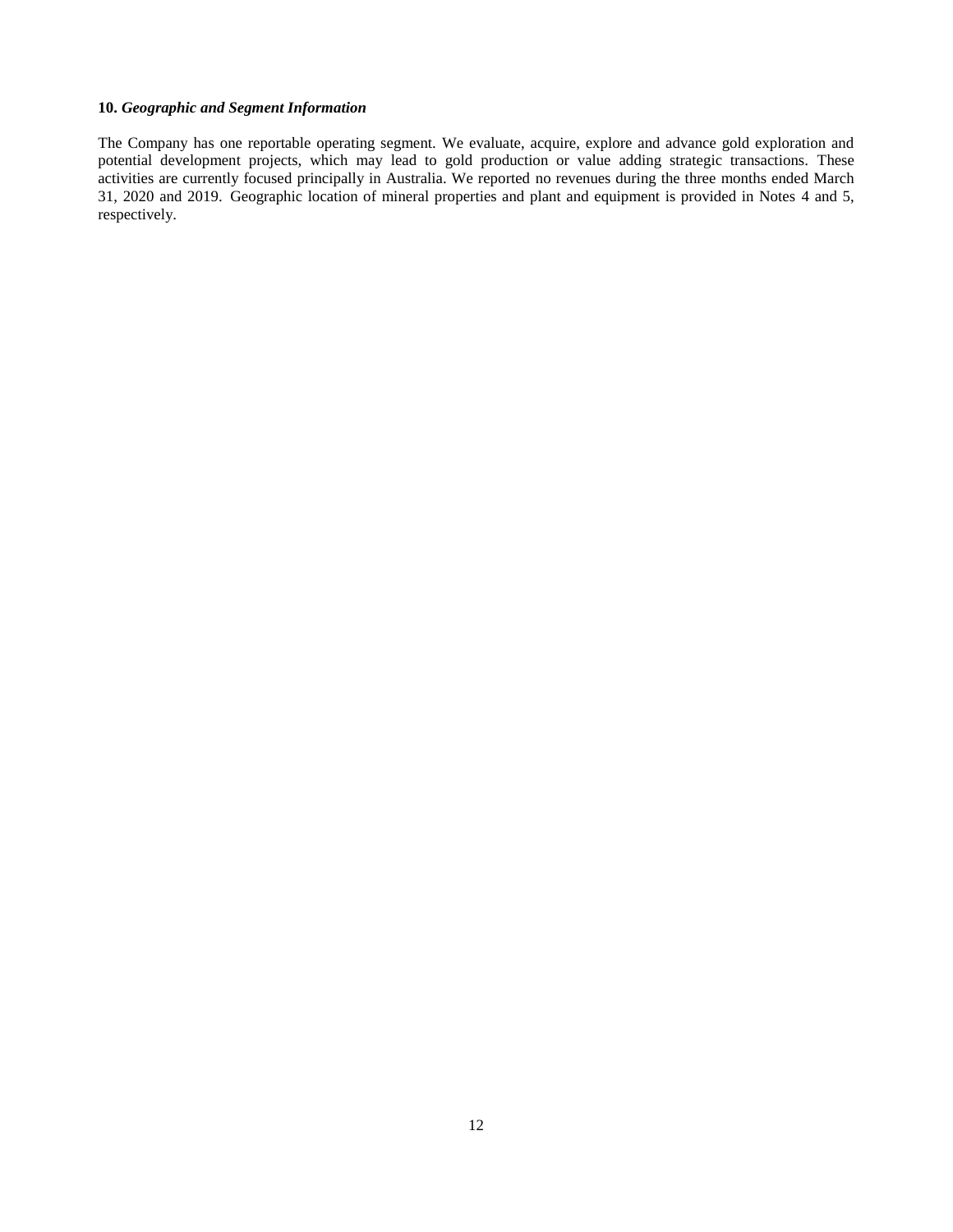### 10. *Geographic and Segment Information*

The Company has one reportable operating segment. We evaluate, acquire, explore and advance gold exploration and potential development projects, which may lead to gold production or value adding strategic transactions. These activities are currently focused principally in Australia. We reported no revenues during the three months ended March 31, 2020 and 2019. Geographic location of mineral properties and plant and equipment is provided in Notes 4 and 5, respectively.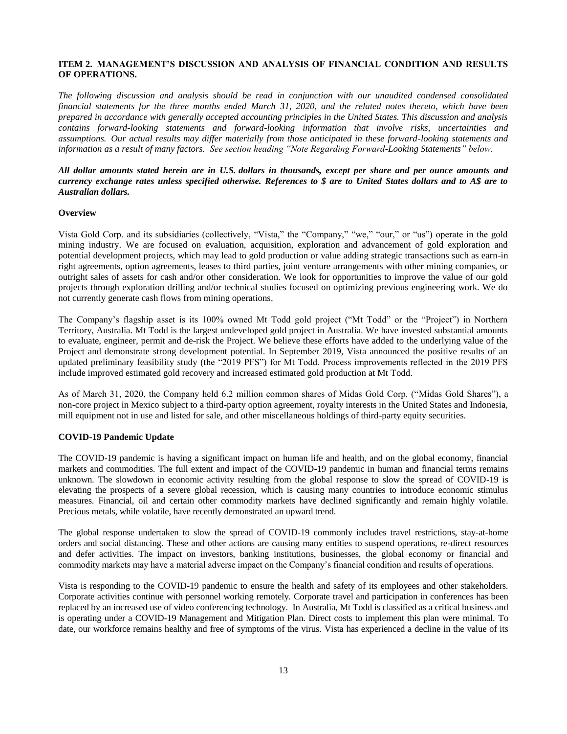## ITEM 2. MANAGEMENT'S DISCUSSION AND ANALYSIS OF FINANCIAL CONDITION AND RESULTS OF OPERATIONS.

*The following discussion and analysis should be read in conjunction with our unaudited condensed consolidated financial statements for the three months ended March 31, 2020, and the related notes thereto, which have been prepared in accordance with generally accepted accounting principles in the United States. This discussion and analysis contains forward-looking statements and forward-looking information that involve risks, uncertainties and assumptions. Our actual results may differ materially from those anticipated in these forward-looking statements and information as a result of many factors. See section heading "Note Regarding Forward-Looking Statements" below.*

***All dollar amounts stated herein are in U.S. dollars in thousands, except per share and per ounce amounts and currency exchange rates unless specified otherwise. References to $ are to United States dollars and to A$ are to Australian dollars.***

### Overview

Vista Gold Corp. and its subsidiaries (collectively, "Vista," the "Company," "we," "our," or "us") operate in the gold mining industry. We are focused on evaluation, acquisition, exploration and advancement of gold exploration and potential development projects, which may lead to gold production or value adding strategic transactions such as earn-in right agreements, option agreements, leases to third parties, joint venture arrangements with other mining companies, or outright sales of assets for cash and/or other consideration. We look for opportunities to improve the value of our gold projects through exploration drilling and/or technical studies focused on optimizing previous engineering work. We do not currently generate cash flows from mining operations.

The Company's flagship asset is its 100% owned Mt Todd gold project ("Mt Todd" or the "Project") in Northern Territory, Australia. Mt Todd is the largest undeveloped gold project in Australia. We have invested substantial amounts to evaluate, engineer, permit and de-risk the Project. We believe these efforts have added to the underlying value of the Project and demonstrate strong development potential. In September 2019, Vista announced the positive results of an updated preliminary feasibility study (the "2019 PFS") for Mt Todd. Process improvements reflected in the 2019 PFS include improved estimated gold recovery and increased estimated gold production at Mt Todd.

As of March 31, 2020, the Company held 6.2 million common shares of Midas Gold Corp. ("Midas Gold Shares"), a non-core project in Mexico subject to a third-party option agreement, royalty interests in the United States and Indonesia, mill equipment not in use and listed for sale, and other miscellaneous holdings of third-party equity securities.

### COVID-19 Pandemic Update

The COVID-19 pandemic is having a significant impact on human life and health, and on the global economy, financial markets and commodities. The full extent and impact of the COVID-19 pandemic in human and financial terms remains unknown. The slowdown in economic activity resulting from the global response to slow the spread of COVID-19 is elevating the prospects of a severe global recession, which is causing many countries to introduce economic stimulus measures. Financial, oil and certain other commodity markets have declined significantly and remain highly volatile. Precious metals, while volatile, have recently demonstrated an upward trend.

The global response undertaken to slow the spread of COVID-19 commonly includes travel restrictions, stay-at-home orders and social distancing. These and other actions are causing many entities to suspend operations, re-direct resources and defer activities. The impact on investors, banking institutions, businesses, the global economy or financial and commodity markets may have a material adverse impact on the Company's financial condition and results of operations.

Vista is responding to the COVID-19 pandemic to ensure the health and safety of its employees and other stakeholders. Corporate activities continue with personnel working remotely. Corporate travel and participation in conferences has been replaced by an increased use of video conferencing technology. In Australia, Mt Todd is classified as a critical business and is operating under a COVID-19 Management and Mitigation Plan. Direct costs to implement this plan were minimal. To date, our workforce remains healthy and free of symptoms of the virus. Vista has experienced a decline in the value of its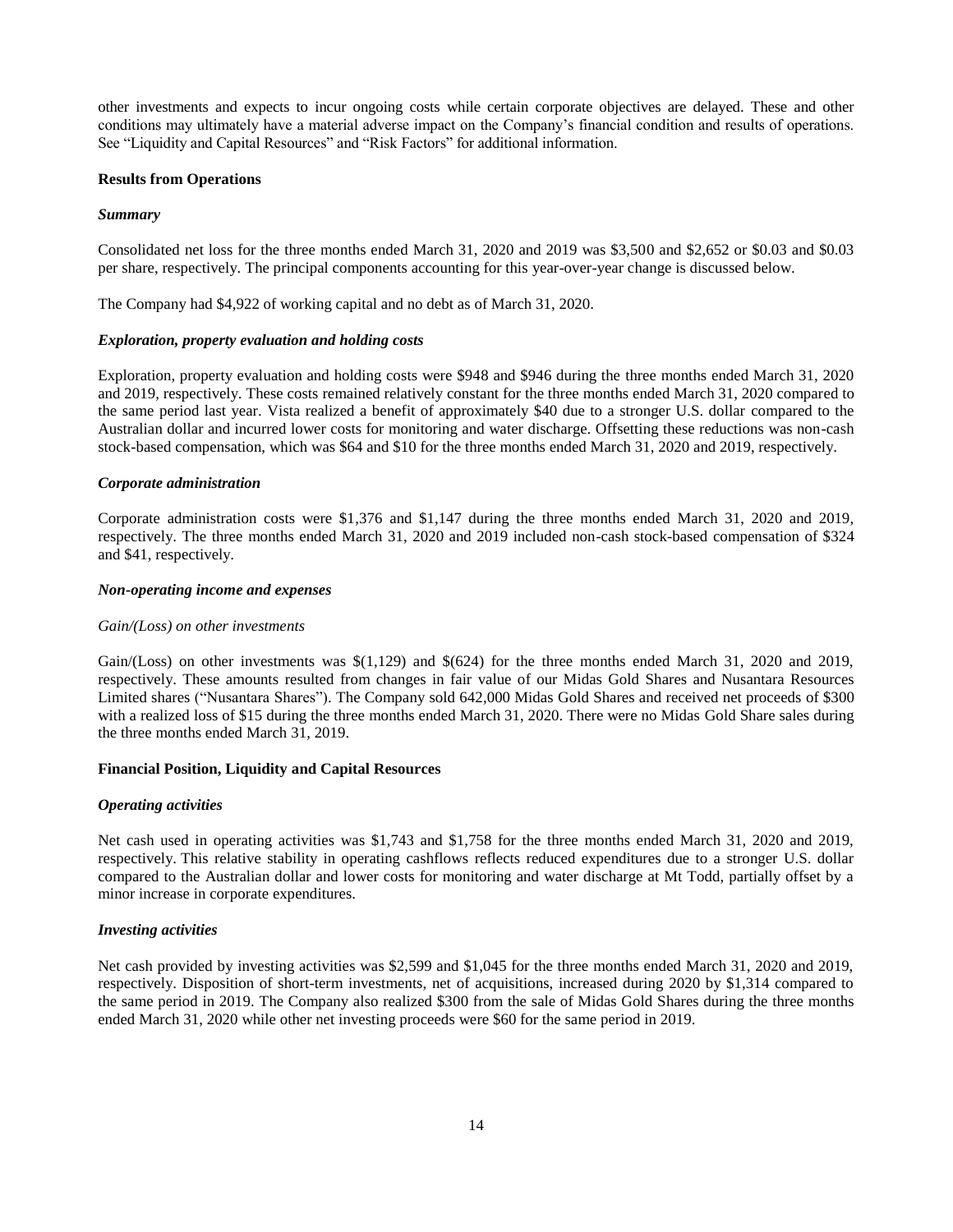other investments and expects to incur ongoing costs while certain corporate objectives are delayed. These and other conditions may ultimately have a material adverse impact on the Company's financial condition and results of operations. See "Liquidity and Capital Resources" and "Risk Factors" for additional information.

**Results from Operations**

***Summary***

Consolidated net loss for the three months ended March 31, 2020 and 2019 was $3,500 and $2,652 or $0.03 and $0.03 per share, respectively. The principal components accounting for this year-over-year change is discussed below.

The Company had $4,922 of working capital and no debt as of March 31, 2020.

***Exploration, property evaluation and holding costs***

Exploration, property evaluation and holding costs were $948 and $946 during the three months ended March 31, 2020 and 2019, respectively. These costs remained relatively constant for the three months ended March 31, 2020 compared to the same period last year. Vista realized a benefit of approximately $40 due to a stronger U.S. dollar compared to the Australian dollar and incurred lower costs for monitoring and water discharge. Offsetting these reductions was non-cash stock-based compensation, which was $64 and $10 for the three months ended March 31, 2020 and 2019, respectively.

***Corporate administration***

Corporate administration costs were $1,376 and $1,147 during the three months ended March 31, 2020 and 2019, respectively. The three months ended March 31, 2020 and 2019 included non-cash stock-based compensation of $324 and $41, respectively.

***Non-operating income and expenses***

*Gain/(Loss) on other investments*

Gain/(Loss) on other investments was $(1,129) and $(624) for the three months ended March 31, 2020 and 2019, respectively. These amounts resulted from changes in fair value of our Midas Gold Shares and Nusantara Resources Limited shares ("Nusantara Shares"). The Company sold 642,000 Midas Gold Shares and received net proceeds of $300 with a realized loss of $15 during the three months ended March 31, 2020. There were no Midas Gold Share sales during the three months ended March 31, 2019.

**Financial Position, Liquidity and Capital Resources**

***Operating activities***

Net cash used in operating activities was $1,743 and $1,758 for the three months ended March 31, 2020 and 2019, respectively. This relative stability in operating cashflows reflects reduced expenditures due to a stronger U.S. dollar compared to the Australian dollar and lower costs for monitoring and water discharge at Mt Todd, partially offset by a minor increase in corporate expenditures.

***Investing activities***

Net cash provided by investing activities was $2,599 and $1,045 for the three months ended March 31, 2020 and 2019, respectively. Disposition of short-term investments, net of acquisitions, increased during 2020 by $1,314 compared to the same period in 2019. The Company also realized $300 from the sale of Midas Gold Shares during the three months ended March 31, 2020 while other net investing proceeds were $60 for the same period in 2019.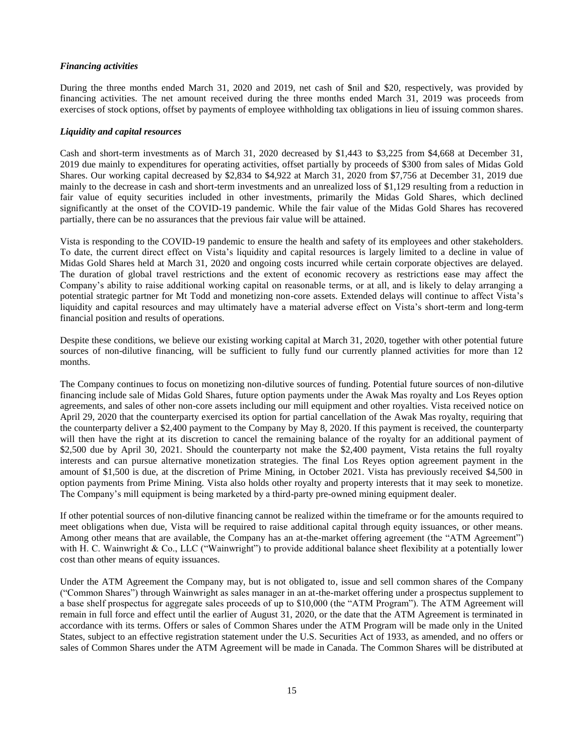### *Financing activities*

During the three months ended March 31, 2020 and 2019, net cash of $nil and $20, respectively, was provided by financing activities. The net amount received during the three months ended March 31, 2019 was proceeds from exercises of stock options, offset by payments of employee withholding tax obligations in lieu of issuing common shares.

### *Liquidity and capital resources*

Cash and short-term investments as of March 31, 2020 decreased by $1,443 to $3,225 from $4,668 at December 31, 2019 due mainly to expenditures for operating activities, offset partially by proceeds of $300 from sales of Midas Gold Shares. Our working capital decreased by $2,834 to $4,922 at March 31, 2020 from $7,756 at December 31, 2019 due mainly to the decrease in cash and short-term investments and an unrealized loss of $1,129 resulting from a reduction in fair value of equity securities included in other investments, primarily the Midas Gold Shares, which declined significantly at the onset of the COVID-19 pandemic. While the fair value of the Midas Gold Shares has recovered partially, there can be no assurances that the previous fair value will be attained.

Vista is responding to the COVID-19 pandemic to ensure the health and safety of its employees and other stakeholders. To date, the current direct effect on Vista's liquidity and capital resources is largely limited to a decline in value of Midas Gold Shares held at March 31, 2020 and ongoing costs incurred while certain corporate objectives are delayed. The duration of global travel restrictions and the extent of economic recovery as restrictions ease may affect the Company's ability to raise additional working capital on reasonable terms, or at all, and is likely to delay arranging a potential strategic partner for Mt Todd and monetizing non-core assets. Extended delays will continue to affect Vista's liquidity and capital resources and may ultimately have a material adverse effect on Vista's short-term and long-term financial position and results of operations.

Despite these conditions, we believe our existing working capital at March 31, 2020, together with other potential future sources of non-dilutive financing, will be sufficient to fully fund our currently planned activities for more than 12 months.

The Company continues to focus on monetizing non-dilutive sources of funding. Potential future sources of non-dilutive financing include sale of Midas Gold Shares, future option payments under the Awak Mas royalty and Los Reyes option agreements, and sales of other non-core assets including our mill equipment and other royalties. Vista received notice on April 29, 2020 that the counterparty exercised its option for partial cancellation of the Awak Mas royalty, requiring that the counterparty deliver a $2,400 payment to the Company by May 8, 2020. If this payment is received, the counterparty will then have the right at its discretion to cancel the remaining balance of the royalty for an additional payment of $2,500 due by April 30, 2021. Should the counterparty not make the $2,400 payment, Vista retains the full royalty interests and can pursue alternative monetization strategies. The final Los Reyes option agreement payment in the amount of $1,500 is due, at the discretion of Prime Mining, in October 2021. Vista has previously received $4,500 in option payments from Prime Mining. Vista also holds other royalty and property interests that it may seek to monetize. The Company's mill equipment is being marketed by a third-party pre-owned mining equipment dealer.

If other potential sources of non-dilutive financing cannot be realized within the timeframe or for the amounts required to meet obligations when due, Vista will be required to raise additional capital through equity issuances, or other means. Among other means that are available, the Company has an at-the-market offering agreement (the "ATM Agreement") with H. C. Wainwright & Co., LLC ("Wainwright") to provide additional balance sheet flexibility at a potentially lower cost than other means of equity issuances.

Under the ATM Agreement the Company may, but is not obligated to, issue and sell common shares of the Company ("Common Shares") through Wainwright as sales manager in an at-the-market offering under a prospectus supplement to a base shelf prospectus for aggregate sales proceeds of up to $10,000 (the "ATM Program"). The ATM Agreement will remain in full force and effect until the earlier of August 31, 2020, or the date that the ATM Agreement is terminated in accordance with its terms. Offers or sales of Common Shares under the ATM Program will be made only in the United States, subject to an effective registration statement under the U.S. Securities Act of 1933, as amended, and no offers or sales of Common Shares under the ATM Agreement will be made in Canada. The Common Shares will be distributed at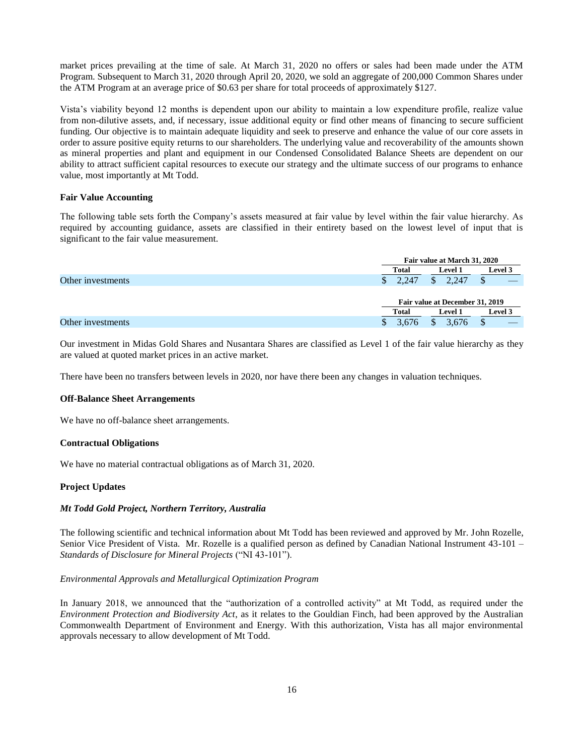market prices prevailing at the time of sale. At March 31, 2020 no offers or sales had been made under the ATM Program. Subsequent to March 31, 2020 through April 20, 2020, we sold an aggregate of 200,000 Common Shares under the ATM Program at an average price of $0.63 per share for total proceeds of approximately $127.

Vista's viability beyond 12 months is dependent upon our ability to maintain a low expenditure profile, realize value from non-dilutive assets, and, if necessary, issue additional equity or find other means of financing to secure sufficient funding. Our objective is to maintain adequate liquidity and seek to preserve and enhance the value of our core assets in order to assure positive equity returns to our shareholders. The underlying value and recoverability of the amounts shown as mineral properties and plant and equipment in our Condensed Consolidated Balance Sheets are dependent on our ability to attract sufficient capital resources to execute our strategy and the ultimate success of our programs to enhance value, most importantly at Mt Todd.

**Fair Value Accounting**

The following table sets forth the Company's assets measured at fair value by level within the fair value hierarchy. As required by accounting guidance, assets are classified in their entirety based on the lowest level of input that is significant to the fair value measurement.

| | Fair value at March 31, 2020 | | |
|---|---|---|---|
| | Total | Level 1 | Level 3 |
| Other investments | $ 2,247 | $ 2,247 | $ — |

| | Fair value at December 31, 2019 | | |
|---|---|---|---|
| | Total | Level 1 | Level 3 |
| Other investments | $ 3,676 | $ 3,676 | $ — |

Our investment in Midas Gold Shares and Nusantara Shares are classified as Level 1 of the fair value hierarchy as they are valued at quoted market prices in an active market.

There have been no transfers between levels in 2020, nor have there been any changes in valuation techniques.

**Off-Balance Sheet Arrangements**

We have no off-balance sheet arrangements.

**Contractual Obligations**

We have no material contractual obligations as of March 31, 2020.

**Project Updates**

***Mt Todd Gold Project, Northern Territory, Australia***

The following scientific and technical information about Mt Todd has been reviewed and approved by Mr. John Rozelle, Senior Vice President of Vista. Mr. Rozelle is a qualified person as defined by Canadian National Instrument 43-101 – *Standards of Disclosure for Mineral Projects* ("NI 43-101").

*Environmental Approvals and Metallurgical Optimization Program*

In January 2018, we announced that the "authorization of a controlled activity" at Mt Todd, as required under the *Environment Protection and Biodiversity Act*, as it relates to the Gouldian Finch, had been approved by the Australian Commonwealth Department of Environment and Energy. With this authorization, Vista has all major environmental approvals necessary to allow development of Mt Todd.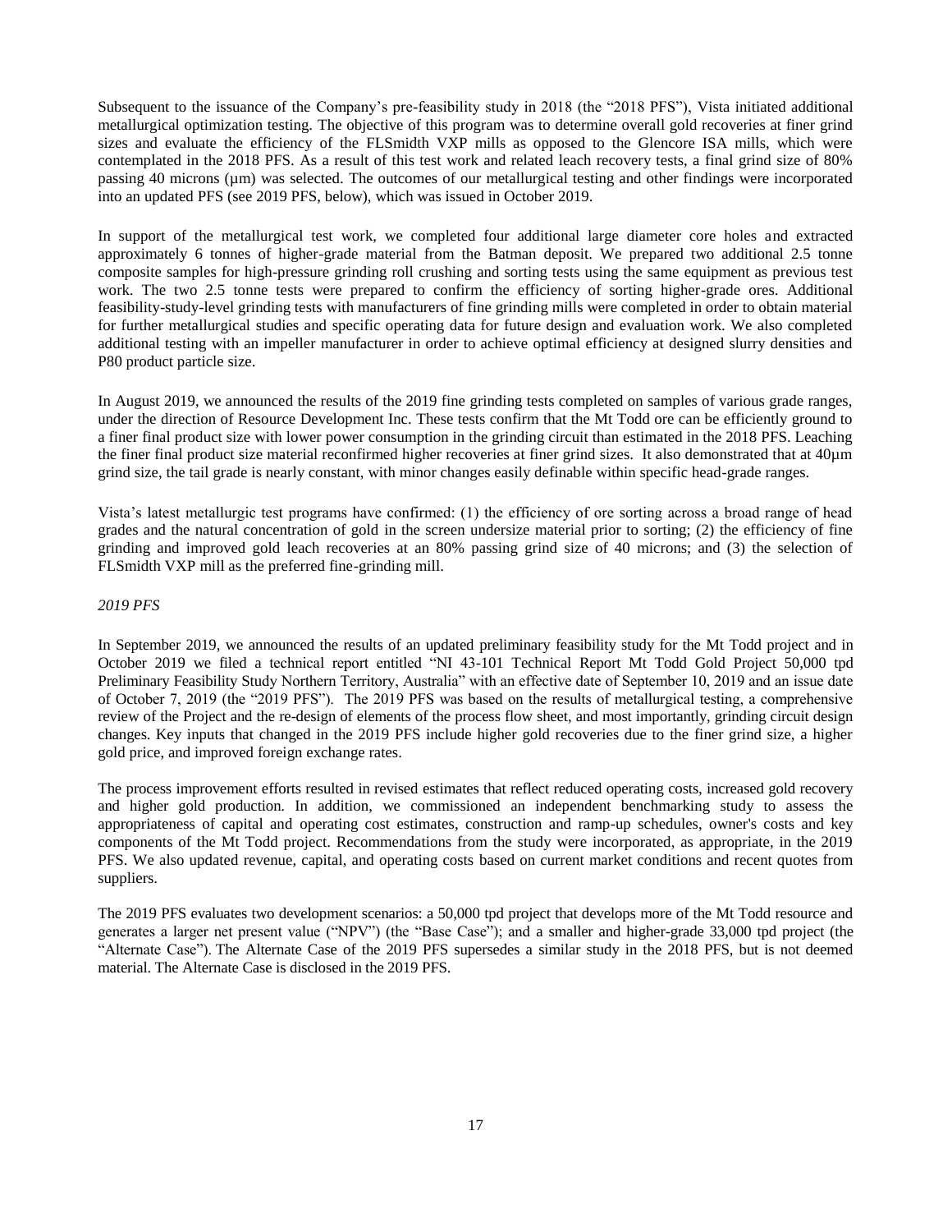Subsequent to the issuance of the Company's pre-feasibility study in 2018 (the "2018 PFS"), Vista initiated additional metallurgical optimization testing. The objective of this program was to determine overall gold recoveries at finer grind sizes and evaluate the efficiency of the FLSmidth VXP mills as opposed to the Glencore ISA mills, which were contemplated in the 2018 PFS. As a result of this test work and related leach recovery tests, a final grind size of 80% passing 40 microns (µm) was selected. The outcomes of our metallurgical testing and other findings were incorporated into an updated PFS (see 2019 PFS, below), which was issued in October 2019.

In support of the metallurgical test work, we completed four additional large diameter core holes and extracted approximately 6 tonnes of higher-grade material from the Batman deposit. We prepared two additional 2.5 tonne composite samples for high-pressure grinding roll crushing and sorting tests using the same equipment as previous test work. The two 2.5 tonne tests were prepared to confirm the efficiency of sorting higher-grade ores. Additional feasibility-study-level grinding tests with manufacturers of fine grinding mills were completed in order to obtain material for further metallurgical studies and specific operating data for future design and evaluation work. We also completed additional testing with an impeller manufacturer in order to achieve optimal efficiency at designed slurry densities and P80 product particle size.

In August 2019, we announced the results of the 2019 fine grinding tests completed on samples of various grade ranges, under the direction of Resource Development Inc. These tests confirm that the Mt Todd ore can be efficiently ground to a finer final product size with lower power consumption in the grinding circuit than estimated in the 2018 PFS. Leaching the finer final product size material reconfirmed higher recoveries at finer grind sizes. It also demonstrated that at 40µm grind size, the tail grade is nearly constant, with minor changes easily definable within specific head-grade ranges.

Vista's latest metallurgic test programs have confirmed: (1) the efficiency of ore sorting across a broad range of head grades and the natural concentration of gold in the screen undersize material prior to sorting; (2) the efficiency of fine grinding and improved gold leach recoveries at an 80% passing grind size of 40 microns; and (3) the selection of FLSmidth VXP mill as the preferred fine-grinding mill.

*2019 PFS*

In September 2019, we announced the results of an updated preliminary feasibility study for the Mt Todd project and in October 2019 we filed a technical report entitled "NI 43-101 Technical Report Mt Todd Gold Project 50,000 tpd Preliminary Feasibility Study Northern Territory, Australia" with an effective date of September 10, 2019 and an issue date of October 7, 2019 (the "2019 PFS"). The 2019 PFS was based on the results of metallurgical testing, a comprehensive review of the Project and the re-design of elements of the process flow sheet, and most importantly, grinding circuit design changes. Key inputs that changed in the 2019 PFS include higher gold recoveries due to the finer grind size, a higher gold price, and improved foreign exchange rates.

The process improvement efforts resulted in revised estimates that reflect reduced operating costs, increased gold recovery and higher gold production. In addition, we commissioned an independent benchmarking study to assess the appropriateness of capital and operating cost estimates, construction and ramp-up schedules, owner's costs and key components of the Mt Todd project. Recommendations from the study were incorporated, as appropriate, in the 2019 PFS. We also updated revenue, capital, and operating costs based on current market conditions and recent quotes from suppliers.

The 2019 PFS evaluates two development scenarios: a 50,000 tpd project that develops more of the Mt Todd resource and generates a larger net present value ("NPV") (the "Base Case"); and a smaller and higher-grade 33,000 tpd project (the "Alternate Case"). The Alternate Case of the 2019 PFS supersedes a similar study in the 2018 PFS, but is not deemed material. The Alternate Case is disclosed in the 2019 PFS.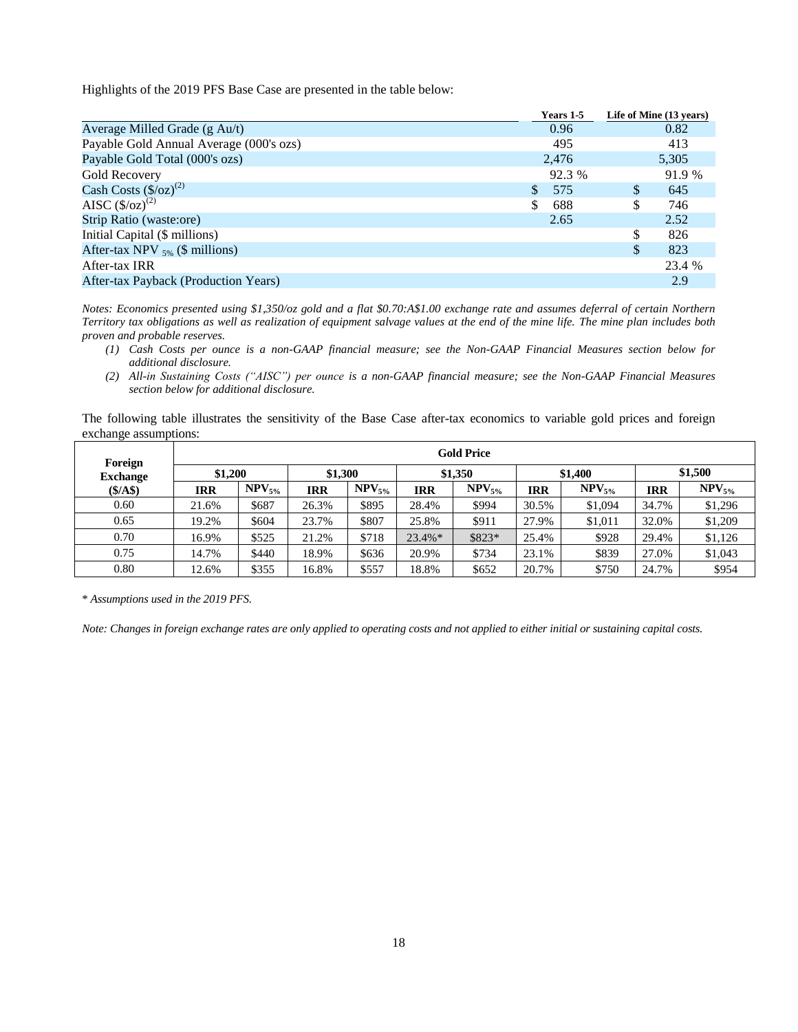Highlights of the 2019 PFS Base Case are presented in the table below:

| | Years 1-5 | Life of Mine (13 years) |
|---|---|---|
| Average Milled Grade (g Au/t) | 0.96 | 0.82 |
| Payable Gold Annual Average (000's ozs) | 495 | 413 |
| Payable Gold Total (000's ozs) | 2,476 | 5,305 |
| Gold Recovery | 92.3 % | 91.9 % |
| Cash Costs ($/oz)[2] | $ 575 | $ 645 |
| AISC ($/oz)[2] | $ 688 | $ 746 |
| Strip Ratio (waste:ore) | 2.65 | 2.52 |
| Initial Capital ($ millions) | | $ 826 |
| After-tax NPV $_{5\%}$ ($ millions) | | $ 823 |
| After-tax IRR | | 23.4 % |
| After-tax Payback (Production Years) | | 2.9 |

*Notes: Economics presented using $1,350/oz gold and a flat $0.70:A$1.00 exchange rate and assumes deferral of certain Northern Territory tax obligations as well as realization of equipment salvage values at the end of the mine life. The mine plan includes both proven and probable reserves.*

*(1) Cash Costs per ounce is a non-GAAP financial measure; see the Non-GAAP Financial Measures section below for additional disclosure.*

*(2) All-in Sustaining Costs ("AISC") per ounce is a non-GAAP financial measure; see the Non-GAAP Financial Measures section below for additional disclosure.*

The following table illustrates the sensitivity of the Base Case after-tax economics to variable gold prices and foreign exchange assumptions:

| Foreign Exchange ($/A$) | Gold Price | | | | | | | | | |
|---|---|---|---|---|---|---|---|---|---|---|
| | $1,200 | | $1,300 | | $1,350 | | $1,400 | | $1,500 | |
| | IRR | NPV$_{5\%}$ | IRR | NPV$_{5\%}$ | IRR | NPV$_{5\%}$ | IRR | NPV$_{5\%}$ | IRR | NPV$_{5\%}$ |
| 0.60 | 21.6% | $687 | 26.3% | $895 | 28.4% | $994 | 30.5% | $1,094 | 34.7% | $1,296 |
| 0.65 | 19.2% | $604 | 23.7% | $807 | 25.8% | $911 | 27.9% | $1,011 | 32.0% | $1,209 |
| 0.70 | 16.9% | $525 | 21.2% | $718 | 23.4%* | $823* | 25.4% | $928 | 29.4% | $1,126 |
| 0.75 | 14.7% | $440 | 18.9% | $636 | 20.9% | $734 | 23.1% | $839 | 27.0% | $1,043 |
| 0.80 | 12.6% | $355 | 16.8% | $557 | 18.8% | $652 | 20.7% | $750 | 24.7% | $954 |

\* *Assumptions used in the 2019 PFS.*

*Note: Changes in foreign exchange rates are only applied to operating costs and not applied to either initial or sustaining capital costs.*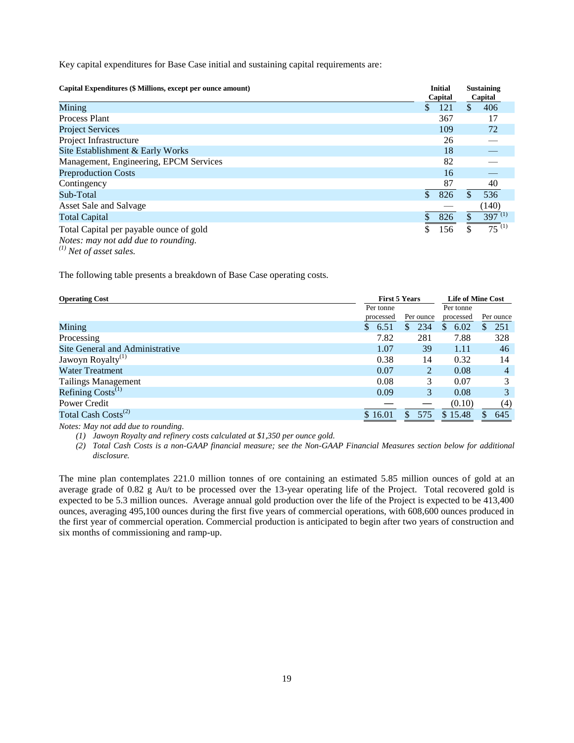Key capital expenditures for Base Case initial and sustaining capital requirements are:

| Capital Expenditures ($ Millions, except per ounce amount) | Initial Capital | Sustaining Capital |
|---|---|---|
| Mining | $ 121 | $ 406 |
| Process Plant | 367 | 17 |
| Project Services | 109 | 72 |
| Project Infrastructure | 26 | — |
| Site Establishment & Early Works | 18 | — |
| Management, Engineering, EPCM Services | 82 | — |
| Preproduction Costs | 16 | — |
| Contingency | 87 | 40 |
| Sub-Total | $ 826 | $ 536 |
| Asset Sale and Salvage | — | (140) |
| Total Capital | $ 826 | $ 397 [(1)] |
| Total Capital per payable ounce of gold | $ 156 | $ 75 [(1)] |

*Notes: may not add due to rounding.*
*[(1)] Net of asset sales.*

The following table presents a breakdown of Base Case operating costs.

| Operating Cost | First 5 Years | | Life of Mine Cost | |
|---|---|---|---|---|
| | Per tonne processed | Per ounce | Per tonne processed | Per ounce |
| Mining | $ 6.51 | $ 234 | $ 6.02 | $ 251 |
| Processing | 7.82 | 281 | 7.88 | 328 |
| Site General and Administrative | 1.07 | 39 | 1.11 | 46 |
| Jawoyn Royalty[(1)] | 0.38 | 14 | 0.32 | 14 |
| Water Treatment | 0.07 | 2 | 0.08 | 4 |
| Tailings Management | 0.08 | 3 | 0.07 | 3 |
| Refining Costs[(1)] | 0.09 | 3 | 0.08 | 3 |
| Power Credit | — | — | (0.10) | (4) |
| Total Cash Costs[(2)] | $ 16.01 | $ 575 | $ 15.48 | $ 645 |

*Notes: May not add due to rounding.*

*(1) Jawoyn Royalty and refinery costs calculated at $1,350 per ounce gold.*

*(2) Total Cash Costs is a non-GAAP financial measure; see the Non-GAAP Financial Measures section below for additional disclosure.*

The mine plan contemplates 221.0 million tonnes of ore containing an estimated 5.85 million ounces of gold at an average grade of 0.82 g Au/t to be processed over the 13-year operating life of the Project. Total recovered gold is expected to be 5.3 million ounces. Average annual gold production over the life of the Project is expected to be 413,400 ounces, averaging 495,100 ounces during the first five years of commercial operations, with 608,600 ounces produced in the first year of commercial operation. Commercial production is anticipated to begin after two years of construction and six months of commissioning and ramp-up.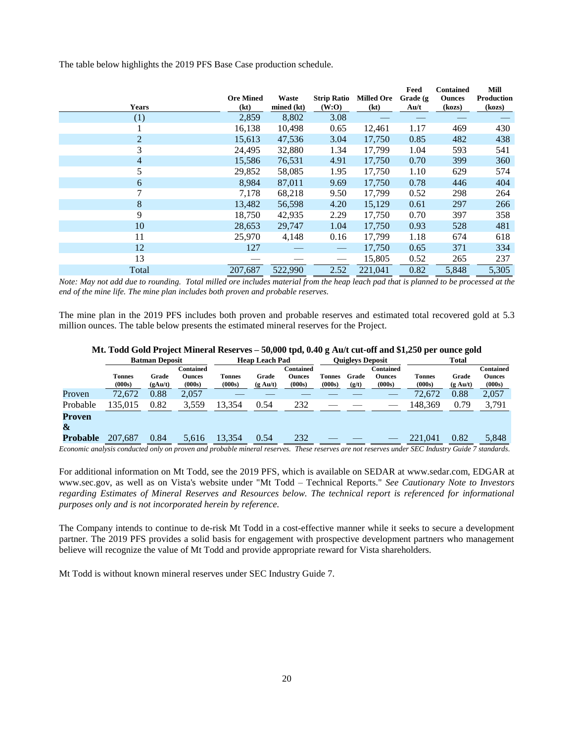The table below highlights the 2019 PFS Base Case production schedule.

| Years | Ore Mined (kt) | Waste mined (kt) | Strip Ratio (W:O) | Milled Ore (kt) | Feed Grade (g Au/t | Contained Ounces (kozs) | Mill Production (kozs) |
|---|---|---|---|---|---|---|---|
| (1) | 2,859 | 8,802 | 3.08 | — | — | — | — |
| 1 | 16,138 | 10,498 | 0.65 | 12,461 | 1.17 | 469 | 430 |
| 2 | 15,613 | 47,536 | 3.04 | 17,750 | 0.85 | 482 | 438 |
| 3 | 24,495 | 32,880 | 1.34 | 17,799 | 1.04 | 593 | 541 |
| 4 | 15,586 | 76,531 | 4.91 | 17,750 | 0.70 | 399 | 360 |
| 5 | 29,852 | 58,085 | 1.95 | 17,750 | 1.10 | 629 | 574 |
| 6 | 8,984 | 87,011 | 9.69 | 17,750 | 0.78 | 446 | 404 |
| 7 | 7,178 | 68,218 | 9.50 | 17,799 | 0.52 | 298 | 264 |
| 8 | 13,482 | 56,598 | 4.20 | 15,129 | 0.61 | 297 | 266 |
| 9 | 18,750 | 42,935 | 2.29 | 17,750 | 0.70 | 397 | 358 |
| 10 | 28,653 | 29,747 | 1.04 | 17,750 | 0.93 | 528 | 481 |
| 11 | 25,970 | 4,148 | 0.16 | 17,799 | 1.18 | 674 | 618 |
| 12 | 127 | — | — | 17,750 | 0.65 | 371 | 334 |
| 13 | — | — | — | 15,805 | 0.52 | 265 | 237 |
| Total | 207,687 | 522,990 | 2.52 | 221,041 | 0.82 | 5,848 | 5,305 |

*Note: May not add due to rounding. Total milled ore includes material from the heap leach pad that is planned to be processed at the end of the mine life. The mine plan includes both proven and probable reserves.*

The mine plan in the 2019 PFS includes both proven and probable reserves and estimated total recovered gold at 5.3 million ounces. The table below presents the estimated mineral reserves for the Project.

**Mt. Todd Gold Project Mineral Reserves – 50,000 tpd, 0.40 g Au/t cut-off and $1,250 per ounce gold**

| | Batman Deposit | | | Heap Leach Pad | | | Quigleys Deposit | | | Total | | |
|---|---|---|---|---|---|---|---|---|---|---|---|---|
| | Tonnes (000s) | Grade (gAu/t) | Contained Ounces (000s) | Tonnes (000s) | Grade (g Au/t) | Contained Ounces (000s) | Tonnes (000s) | Grade (g/t) | Contained Ounces (000s) | Tonnes (000s) | Grade (g Au/t) | Contained Ounces (000s) |
| Proven | 72,672 | 0.88 | 2,057 | — | — | — | — | — | — | 72,672 | 0.88 | 2,057 |
| Probable | 135,015 | 0.82 | 3,559 | 13,354 | 0.54 | 232 | — | — | — | 148,369 | 0.79 | 3,791 |
| **Proven & Probable** | 207,687 | 0.84 | 5,616 | 13,354 | 0.54 | 232 | — | — | — | 221,041 | 0.82 | 5,848 |

*Economic analysis conducted only on proven and probable mineral reserves. These reserves are not reserves under SEC Industry Guide 7 standards.*

For additional information on Mt Todd, see the 2019 PFS, which is available on SEDAR at www.sedar.com, EDGAR at www.sec.gov, as well as on Vista's website under "Mt Todd – Technical Reports." *See Cautionary Note to Investors regarding Estimates of Mineral Reserves and Resources below. The technical report is referenced for informational purposes only and is not incorporated herein by reference.*

The Company intends to continue to de-risk Mt Todd in a cost-effective manner while it seeks to secure a development partner. The 2019 PFS provides a solid basis for engagement with prospective development partners who management believe will recognize the value of Mt Todd and provide appropriate reward for Vista shareholders.

Mt Todd is without known mineral reserves under SEC Industry Guide 7.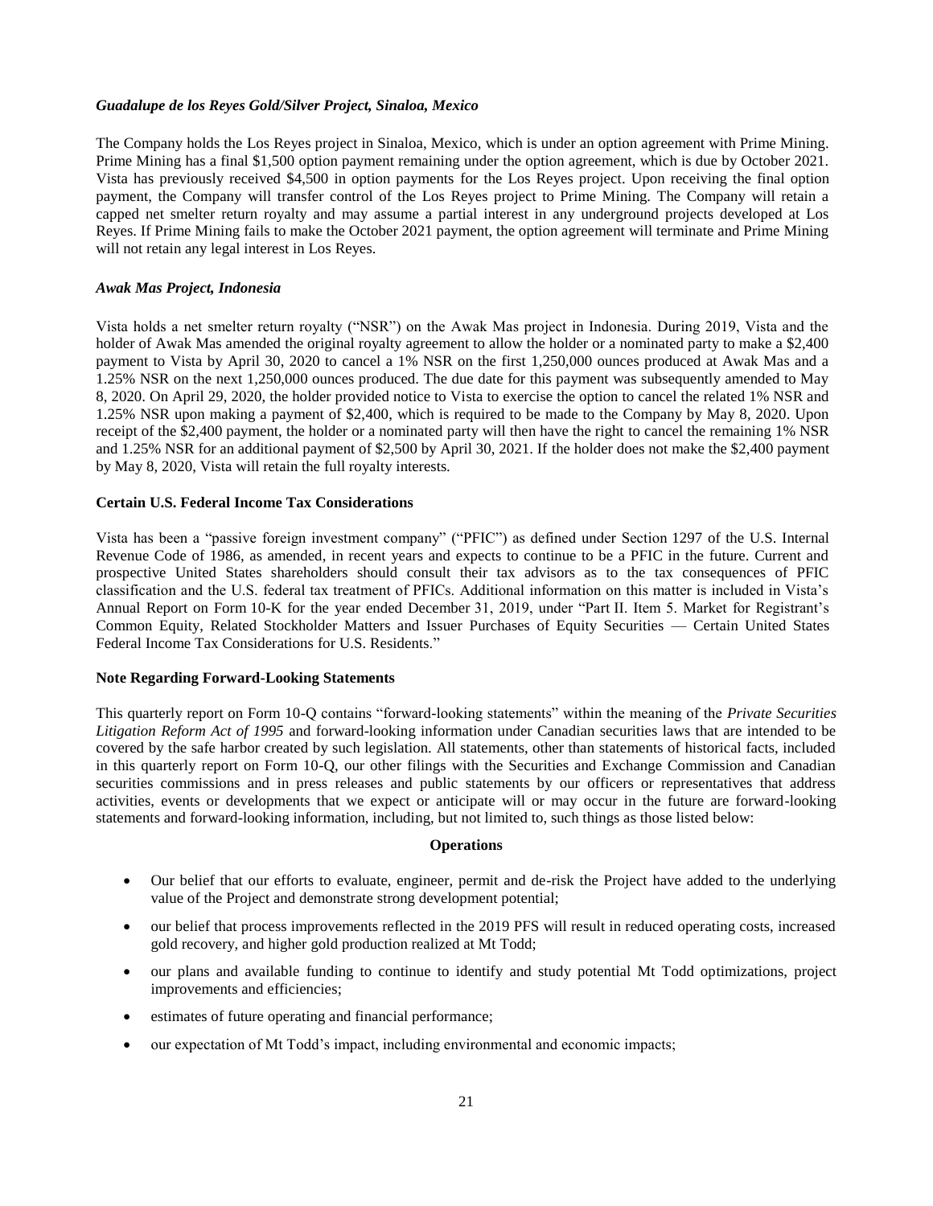*Guadalupe de los Reyes Gold/Silver Project, Sinaloa, Mexico*

The Company holds the Los Reyes project in Sinaloa, Mexico, which is under an option agreement with Prime Mining. Prime Mining has a final $1,500 option payment remaining under the option agreement, which is due by October 2021. Vista has previously received $4,500 in option payments for the Los Reyes project. Upon receiving the final option payment, the Company will transfer control of the Los Reyes project to Prime Mining. The Company will retain a capped net smelter return royalty and may assume a partial interest in any underground projects developed at Los Reyes. If Prime Mining fails to make the October 2021 payment, the option agreement will terminate and Prime Mining will not retain any legal interest in Los Reyes.

*Awak Mas Project, Indonesia*

Vista holds a net smelter return royalty ("NSR") on the Awak Mas project in Indonesia. During 2019, Vista and the holder of Awak Mas amended the original royalty agreement to allow the holder or a nominated party to make a $2,400 payment to Vista by April 30, 2020 to cancel a 1% NSR on the first 1,250,000 ounces produced at Awak Mas and a 1.25% NSR on the next 1,250,000 ounces produced. The due date for this payment was subsequently amended to May 8, 2020. On April 29, 2020, the holder provided notice to Vista to exercise the option to cancel the related 1% NSR and 1.25% NSR upon making a payment of $2,400, which is required to be made to the Company by May 8, 2020. Upon receipt of the $2,400 payment, the holder or a nominated party will then have the right to cancel the remaining 1% NSR and 1.25% NSR for an additional payment of $2,500 by April 30, 2021. If the holder does not make the $2,400 payment by May 8, 2020, Vista will retain the full royalty interests.

**Certain U.S. Federal Income Tax Considerations**

Vista has been a "passive foreign investment company" ("PFIC") as defined under Section 1297 of the U.S. Internal Revenue Code of 1986, as amended, in recent years and expects to continue to be a PFIC in the future. Current and prospective United States shareholders should consult their tax advisors as to the tax consequences of PFIC classification and the U.S. federal tax treatment of PFICs. Additional information on this matter is included in Vista's Annual Report on Form 10-K for the year ended December 31, 2019, under "Part II. Item 5. Market for Registrant's Common Equity, Related Stockholder Matters and Issuer Purchases of Equity Securities — Certain United States Federal Income Tax Considerations for U.S. Residents."

**Note Regarding Forward-Looking Statements**

This quarterly report on Form 10-Q contains "forward-looking statements" within the meaning of the *Private Securities Litigation Reform Act of 1995* and forward-looking information under Canadian securities laws that are intended to be covered by the safe harbor created by such legislation. All statements, other than statements of historical facts, included in this quarterly report on Form 10-Q, our other filings with the Securities and Exchange Commission and Canadian securities commissions and in press releases and public statements by our officers or representatives that address activities, events or developments that we expect or anticipate will or may occur in the future are forward-looking statements and forward-looking information, including, but not limited to, such things as those listed below:

**Operations**

- Our belief that our efforts to evaluate, engineer, permit and de-risk the Project have added to the underlying value of the Project and demonstrate strong development potential;
- our belief that process improvements reflected in the 2019 PFS will result in reduced operating costs, increased gold recovery, and higher gold production realized at Mt Todd;
- our plans and available funding to continue to identify and study potential Mt Todd optimizations, project improvements and efficiencies;
- estimates of future operating and financial performance;
- our expectation of Mt Todd's impact, including environmental and economic impacts;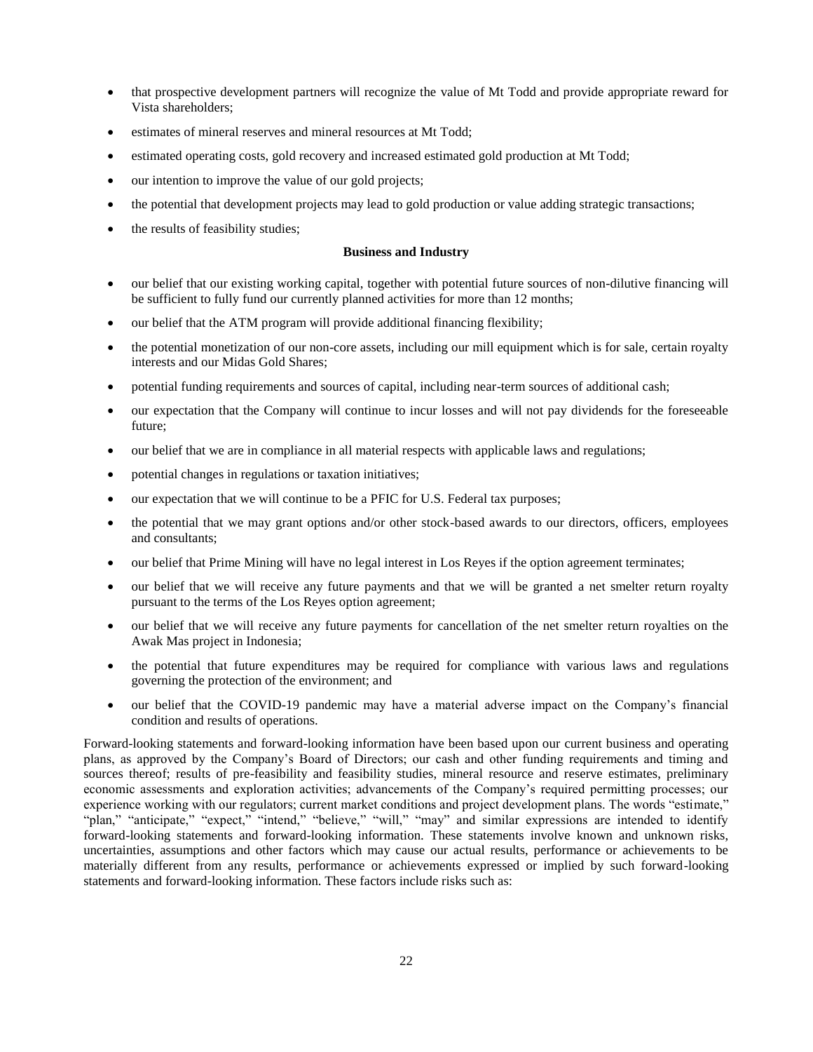- that prospective development partners will recognize the value of Mt Todd and provide appropriate reward for Vista shareholders;
- estimates of mineral reserves and mineral resources at Mt Todd;
- estimated operating costs, gold recovery and increased estimated gold production at Mt Todd;
- our intention to improve the value of our gold projects;
- the potential that development projects may lead to gold production or value adding strategic transactions;
- the results of feasibility studies;

**Business and Industry**

- our belief that our existing working capital, together with potential future sources of non-dilutive financing will be sufficient to fully fund our currently planned activities for more than 12 months;
- our belief that the ATM program will provide additional financing flexibility;
- the potential monetization of our non-core assets, including our mill equipment which is for sale, certain royalty interests and our Midas Gold Shares;
- potential funding requirements and sources of capital, including near-term sources of additional cash;
- our expectation that the Company will continue to incur losses and will not pay dividends for the foreseeable future;
- our belief that we are in compliance in all material respects with applicable laws and regulations;
- potential changes in regulations or taxation initiatives;
- our expectation that we will continue to be a PFIC for U.S. Federal tax purposes;
- the potential that we may grant options and/or other stock-based awards to our directors, officers, employees and consultants;
- our belief that Prime Mining will have no legal interest in Los Reyes if the option agreement terminates;
- our belief that we will receive any future payments and that we will be granted a net smelter return royalty pursuant to the terms of the Los Reyes option agreement;
- our belief that we will receive any future payments for cancellation of the net smelter return royalties on the Awak Mas project in Indonesia;
- the potential that future expenditures may be required for compliance with various laws and regulations governing the protection of the environment; and
- our belief that the COVID-19 pandemic may have a material adverse impact on the Company's financial condition and results of operations.

Forward-looking statements and forward-looking information have been based upon our current business and operating plans, as approved by the Company's Board of Directors; our cash and other funding requirements and timing and sources thereof; results of pre-feasibility and feasibility studies, mineral resource and reserve estimates, preliminary economic assessments and exploration activities; advancements of the Company's required permitting processes; our experience working with our regulators; current market conditions and project development plans. The words "estimate," "plan," "anticipate," "expect," "intend," "believe," "will," "may" and similar expressions are intended to identify forward-looking statements and forward-looking information. These statements involve known and unknown risks, uncertainties, assumptions and other factors which may cause our actual results, performance or achievements to be materially different from any results, performance or achievements expressed or implied by such forward-looking statements and forward-looking information. These factors include risks such as: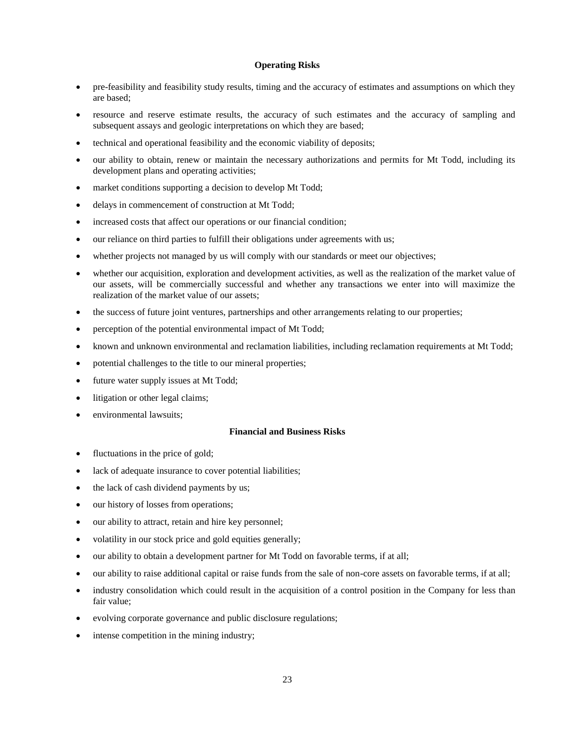**Operating Risks**

- pre-feasibility and feasibility study results, timing and the accuracy of estimates and assumptions on which they are based;
- resource and reserve estimate results, the accuracy of such estimates and the accuracy of sampling and subsequent assays and geologic interpretations on which they are based;
- technical and operational feasibility and the economic viability of deposits;
- our ability to obtain, renew or maintain the necessary authorizations and permits for Mt Todd, including its development plans and operating activities;
- market conditions supporting a decision to develop Mt Todd;
- delays in commencement of construction at Mt Todd;
- increased costs that affect our operations or our financial condition;
- our reliance on third parties to fulfill their obligations under agreements with us;
- whether projects not managed by us will comply with our standards or meet our objectives;
- whether our acquisition, exploration and development activities, as well as the realization of the market value of our assets, will be commercially successful and whether any transactions we enter into will maximize the realization of the market value of our assets;
- the success of future joint ventures, partnerships and other arrangements relating to our properties;
- perception of the potential environmental impact of Mt Todd;
- known and unknown environmental and reclamation liabilities, including reclamation requirements at Mt Todd;
- potential challenges to the title to our mineral properties;
- future water supply issues at Mt Todd;
- litigation or other legal claims;
- environmental lawsuits;

**Financial and Business Risks**

- fluctuations in the price of gold;
- lack of adequate insurance to cover potential liabilities;
- the lack of cash dividend payments by us;
- our history of losses from operations;
- our ability to attract, retain and hire key personnel;
- volatility in our stock price and gold equities generally;
- our ability to obtain a development partner for Mt Todd on favorable terms, if at all;
- our ability to raise additional capital or raise funds from the sale of non-core assets on favorable terms, if at all;
- industry consolidation which could result in the acquisition of a control position in the Company for less than fair value;
- evolving corporate governance and public disclosure regulations;
- intense competition in the mining industry;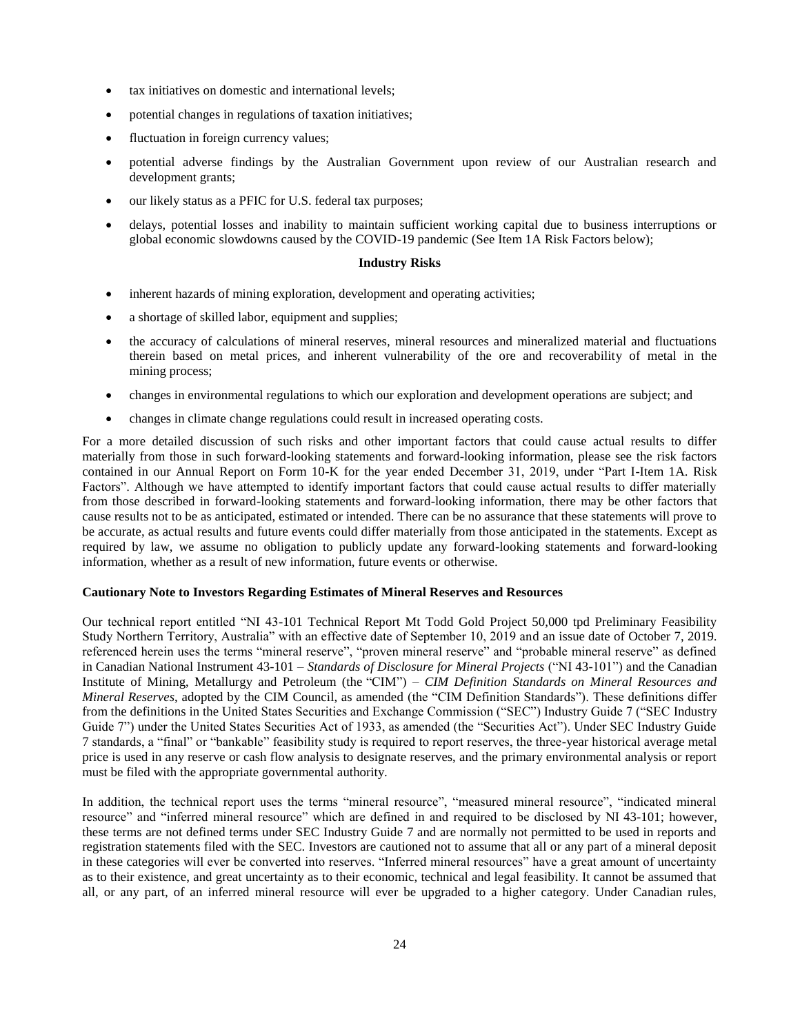- tax initiatives on domestic and international levels;
- potential changes in regulations of taxation initiatives;
- fluctuation in foreign currency values;
- potential adverse findings by the Australian Government upon review of our Australian research and development grants;
- our likely status as a PFIC for U.S. federal tax purposes;
- delays, potential losses and inability to maintain sufficient working capital due to business interruptions or global economic slowdowns caused by the COVID-19 pandemic (See Item 1A Risk Factors below);

**Industry Risks**

- inherent hazards of mining exploration, development and operating activities;
- a shortage of skilled labor, equipment and supplies;
- the accuracy of calculations of mineral reserves, mineral resources and mineralized material and fluctuations therein based on metal prices, and inherent vulnerability of the ore and recoverability of metal in the mining process;
- changes in environmental regulations to which our exploration and development operations are subject; and
- changes in climate change regulations could result in increased operating costs.

For a more detailed discussion of such risks and other important factors that could cause actual results to differ materially from those in such forward-looking statements and forward-looking information, please see the risk factors contained in our Annual Report on Form 10-K for the year ended December 31, 2019, under "Part I-Item 1A. Risk Factors". Although we have attempted to identify important factors that could cause actual results to differ materially from those described in forward-looking statements and forward-looking information, there may be other factors that cause results not to be as anticipated, estimated or intended. There can be no assurance that these statements will prove to be accurate, as actual results and future events could differ materially from those anticipated in the statements. Except as required by law, we assume no obligation to publicly update any forward-looking statements and forward-looking information, whether as a result of new information, future events or otherwise.

**Cautionary Note to Investors Regarding Estimates of Mineral Reserves and Resources**

Our technical report entitled "NI 43-101 Technical Report Mt Todd Gold Project 50,000 tpd Preliminary Feasibility Study Northern Territory, Australia" with an effective date of September 10, 2019 and an issue date of October 7, 2019. referenced herein uses the terms "mineral reserve", "proven mineral reserve" and "probable mineral reserve" as defined in Canadian National Instrument 43-101 – *Standards of Disclosure for Mineral Projects* ("NI 43-101") and the Canadian Institute of Mining, Metallurgy and Petroleum (the "CIM") – *CIM Definition Standards on Mineral Resources and Mineral Reserves*, adopted by the CIM Council, as amended (the "CIM Definition Standards"). These definitions differ from the definitions in the United States Securities and Exchange Commission ("SEC") Industry Guide 7 ("SEC Industry Guide 7") under the United States Securities Act of 1933, as amended (the "Securities Act"). Under SEC Industry Guide 7 standards, a "final" or "bankable" feasibility study is required to report reserves, the three-year historical average metal price is used in any reserve or cash flow analysis to designate reserves, and the primary environmental analysis or report must be filed with the appropriate governmental authority.

In addition, the technical report uses the terms "mineral resource", "measured mineral resource", "indicated mineral resource" and "inferred mineral resource" which are defined in and required to be disclosed by NI 43-101; however, these terms are not defined terms under SEC Industry Guide 7 and are normally not permitted to be used in reports and registration statements filed with the SEC. Investors are cautioned not to assume that all or any part of a mineral deposit in these categories will ever be converted into reserves. "Inferred mineral resources" have a great amount of uncertainty as to their existence, and great uncertainty as to their economic, technical and legal feasibility. It cannot be assumed that all, or any part, of an inferred mineral resource will ever be upgraded to a higher category. Under Canadian rules,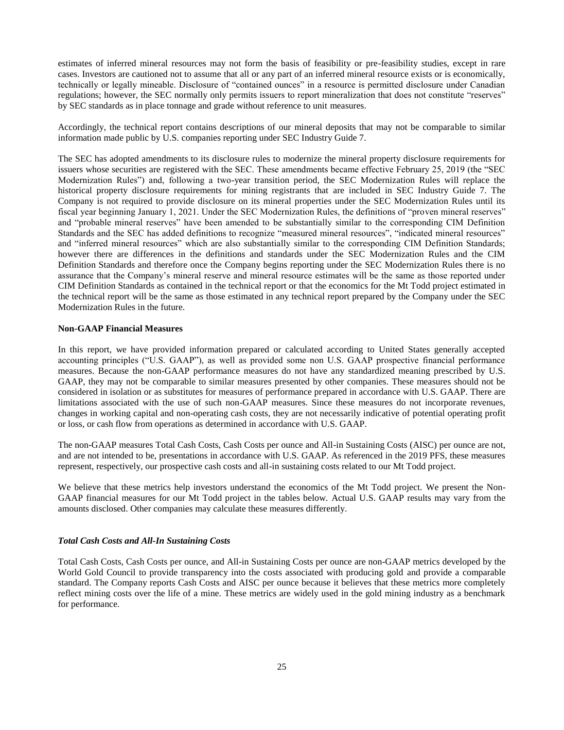estimates of inferred mineral resources may not form the basis of feasibility or pre-feasibility studies, except in rare cases. Investors are cautioned not to assume that all or any part of an inferred mineral resource exists or is economically, technically or legally mineable. Disclosure of "contained ounces" in a resource is permitted disclosure under Canadian regulations; however, the SEC normally only permits issuers to report mineralization that does not constitute "reserves" by SEC standards as in place tonnage and grade without reference to unit measures.

Accordingly, the technical report contains descriptions of our mineral deposits that may not be comparable to similar information made public by U.S. companies reporting under SEC Industry Guide 7.

The SEC has adopted amendments to its disclosure rules to modernize the mineral property disclosure requirements for issuers whose securities are registered with the SEC. These amendments became effective February 25, 2019 (the "SEC Modernization Rules") and, following a two-year transition period, the SEC Modernization Rules will replace the historical property disclosure requirements for mining registrants that are included in SEC Industry Guide 7. The Company is not required to provide disclosure on its mineral properties under the SEC Modernization Rules until its fiscal year beginning January 1, 2021. Under the SEC Modernization Rules, the definitions of "proven mineral reserves" and "probable mineral reserves" have been amended to be substantially similar to the corresponding CIM Definition Standards and the SEC has added definitions to recognize "measured mineral resources", "indicated mineral resources" and "inferred mineral resources" which are also substantially similar to the corresponding CIM Definition Standards; however there are differences in the definitions and standards under the SEC Modernization Rules and the CIM Definition Standards and therefore once the Company begins reporting under the SEC Modernization Rules there is no assurance that the Company's mineral reserve and mineral resource estimates will be the same as those reported under CIM Definition Standards as contained in the technical report or that the economics for the Mt Todd project estimated in the technical report will be the same as those estimated in any technical report prepared by the Company under the SEC Modernization Rules in the future.

**Non-GAAP Financial Measures**

In this report, we have provided information prepared or calculated according to United States generally accepted accounting principles ("U.S. GAAP"), as well as provided some non U.S. GAAP prospective financial performance measures. Because the non-GAAP performance measures do not have any standardized meaning prescribed by U.S. GAAP, they may not be comparable to similar measures presented by other companies. These measures should not be considered in isolation or as substitutes for measures of performance prepared in accordance with U.S. GAAP. There are limitations associated with the use of such non-GAAP measures. Since these measures do not incorporate revenues, changes in working capital and non-operating cash costs, they are not necessarily indicative of potential operating profit or loss, or cash flow from operations as determined in accordance with U.S. GAAP.

The non-GAAP measures Total Cash Costs, Cash Costs per ounce and All-in Sustaining Costs (AISC) per ounce are not, and are not intended to be, presentations in accordance with U.S. GAAP. As referenced in the 2019 PFS, these measures represent, respectively, our prospective cash costs and all-in sustaining costs related to our Mt Todd project.

We believe that these metrics help investors understand the economics of the Mt Todd project. We present the Non-GAAP financial measures for our Mt Todd project in the tables below. Actual U.S. GAAP results may vary from the amounts disclosed. Other companies may calculate these measures differently.

***Total Cash Costs and All-In Sustaining Costs***

Total Cash Costs, Cash Costs per ounce, and All-in Sustaining Costs per ounce are non-GAAP metrics developed by the World Gold Council to provide transparency into the costs associated with producing gold and provide a comparable standard. The Company reports Cash Costs and AISC per ounce because it believes that these metrics more completely reflect mining costs over the life of a mine. These metrics are widely used in the gold mining industry as a benchmark for performance.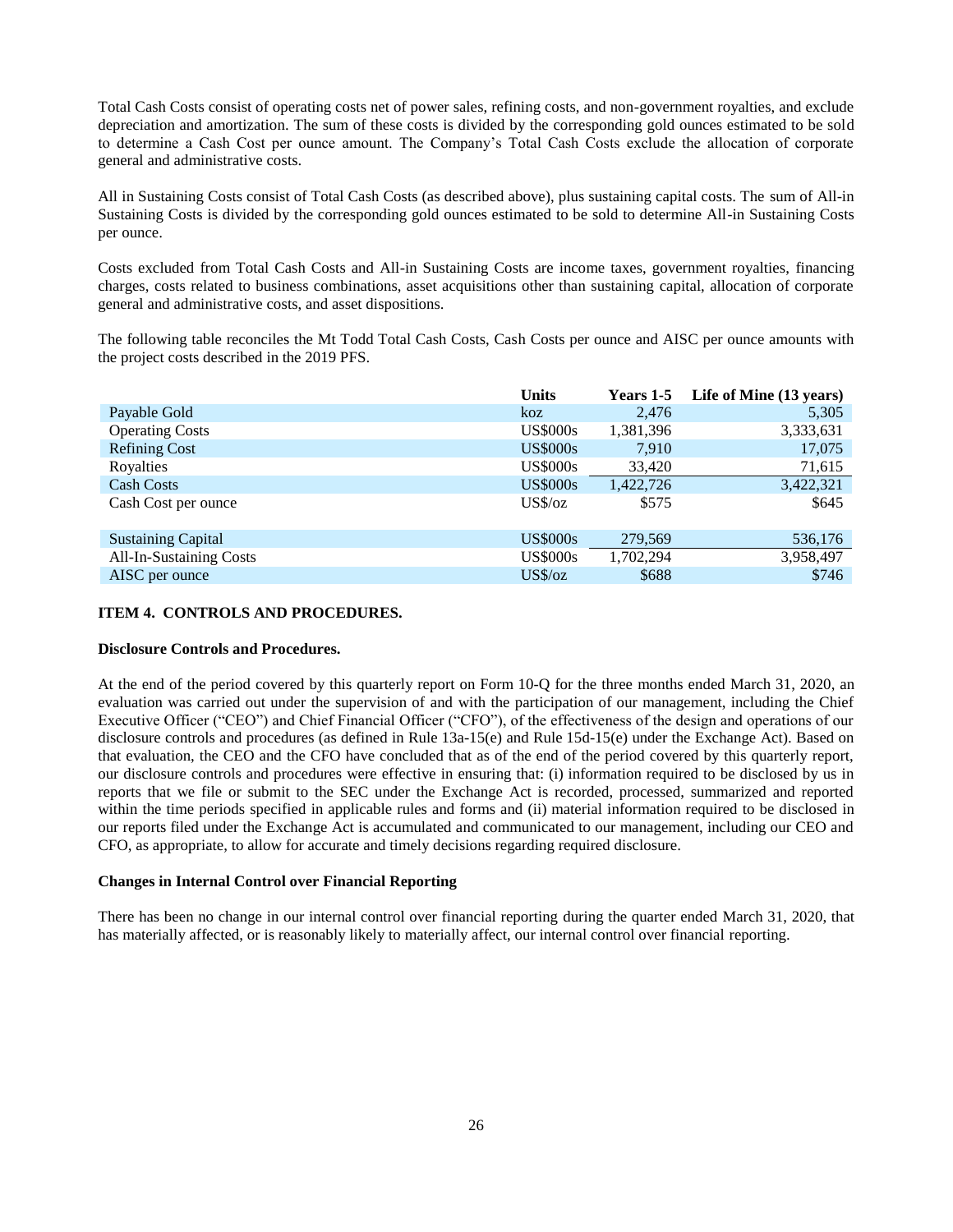Total Cash Costs consist of operating costs net of power sales, refining costs, and non-government royalties, and exclude depreciation and amortization. The sum of these costs is divided by the corresponding gold ounces estimated to be sold to determine a Cash Cost per ounce amount. The Company's Total Cash Costs exclude the allocation of corporate general and administrative costs.

All in Sustaining Costs consist of Total Cash Costs (as described above), plus sustaining capital costs. The sum of All-in Sustaining Costs is divided by the corresponding gold ounces estimated to be sold to determine All-in Sustaining Costs per ounce.

Costs excluded from Total Cash Costs and All-in Sustaining Costs are income taxes, government royalties, financing charges, costs related to business combinations, asset acquisitions other than sustaining capital, allocation of corporate general and administrative costs, and asset dispositions.

The following table reconciles the Mt Todd Total Cash Costs, Cash Costs per ounce and AISC per ounce amounts with the project costs described in the 2019 PFS.

| | Units | Years 1-5 | Life of Mine (13 years) |
|---|---|---|---|
| Payable Gold | koz | 2,476 | 5,305 |
| Operating Costs | US$000s | 1,381,396 | 3,333,631 |
| Refining Cost | US$000s | 7,910 | 17,075 |
| Royalties | US$000s | 33,420 | 71,615 |
| Cash Costs | US$000s | 1,422,726 | 3,422,321 |
| Cash Cost per ounce | US$/oz | $575 | $645 |
| | | | |
| Sustaining Capital | US$000s | 279,569 | 536,176 |
| All-In-Sustaining Costs | US$000s | 1,702,294 | 3,958,497 |
| AISC per ounce | US$/oz | $688 | $746 |

## ITEM 4. CONTROLS AND PROCEDURES.

### Disclosure Controls and Procedures.

At the end of the period covered by this quarterly report on Form 10-Q for the three months ended March 31, 2020, an evaluation was carried out under the supervision of and with the participation of our management, including the Chief Executive Officer ("CEO") and Chief Financial Officer ("CFO"), of the effectiveness of the design and operations of our disclosure controls and procedures (as defined in Rule 13a-15(e) and Rule 15d-15(e) under the Exchange Act). Based on that evaluation, the CEO and the CFO have concluded that as of the end of the period covered by this quarterly report, our disclosure controls and procedures were effective in ensuring that: (i) information required to be disclosed by us in reports that we file or submit to the SEC under the Exchange Act is recorded, processed, summarized and reported within the time periods specified in applicable rules and forms and (ii) material information required to be disclosed in our reports filed under the Exchange Act is accumulated and communicated to our management, including our CEO and CFO, as appropriate, to allow for accurate and timely decisions regarding required disclosure.

### Changes in Internal Control over Financial Reporting

There has been no change in our internal control over financial reporting during the quarter ended March 31, 2020, that has materially affected, or is reasonably likely to materially affect, our internal control over financial reporting.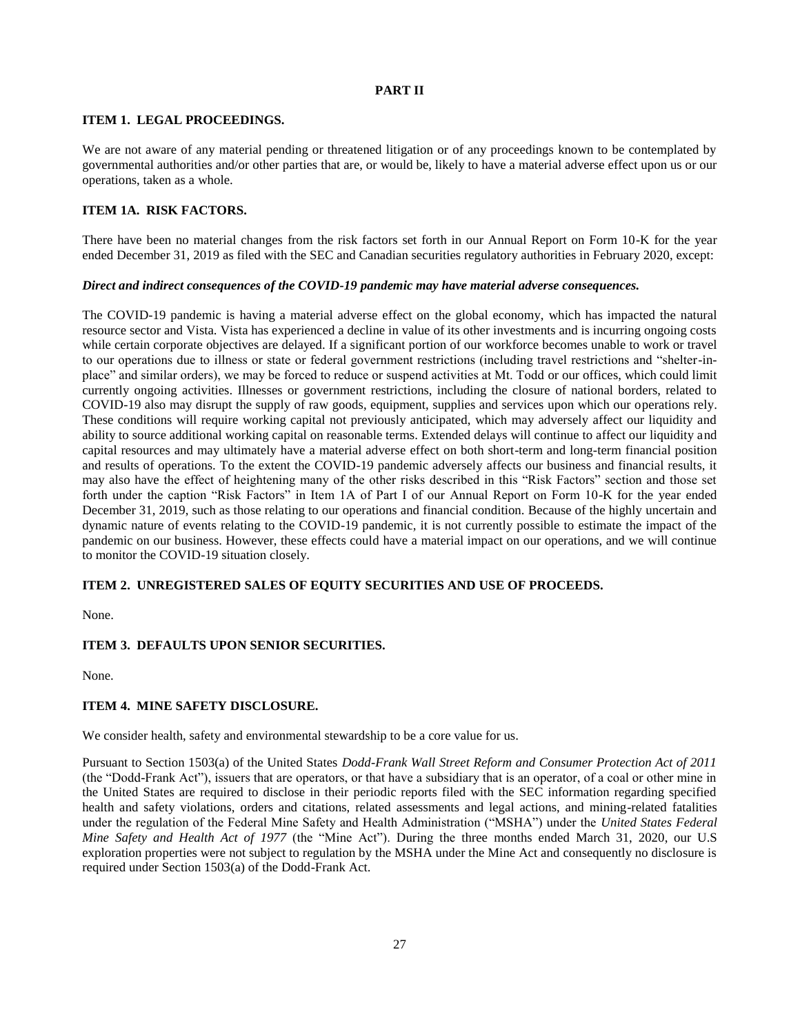# PART II

## ITEM 1. LEGAL PROCEEDINGS.

We are not aware of any material pending or threatened litigation or of any proceedings known to be contemplated by governmental authorities and/or other parties that are, or would be, likely to have a material adverse effect upon us or our operations, taken as a whole.

## ITEM 1A. RISK FACTORS.

There have been no material changes from the risk factors set forth in our Annual Report on Form 10-K for the year ended December 31, 2019 as filed with the SEC and Canadian securities regulatory authorities in February 2020, except:

***Direct and indirect consequences of the COVID-19 pandemic may have material adverse consequences.***

The COVID-19 pandemic is having a material adverse effect on the global economy, which has impacted the natural resource sector and Vista. Vista has experienced a decline in value of its other investments and is incurring ongoing costs while certain corporate objectives are delayed. If a significant portion of our workforce becomes unable to work or travel to our operations due to illness or state or federal government restrictions (including travel restrictions and "shelter-in-place" and similar orders), we may be forced to reduce or suspend activities at Mt. Todd or our offices, which could limit currently ongoing activities. Illnesses or government restrictions, including the closure of national borders, related to COVID-19 also may disrupt the supply of raw goods, equipment, supplies and services upon which our operations rely. These conditions will require working capital not previously anticipated, which may adversely affect our liquidity and ability to source additional working capital on reasonable terms. Extended delays will continue to affect our liquidity and capital resources and may ultimately have a material adverse effect on both short-term and long-term financial position and results of operations. To the extent the COVID-19 pandemic adversely affects our business and financial results, it may also have the effect of heightening many of the other risks described in this "Risk Factors" section and those set forth under the caption "Risk Factors" in Item 1A of Part I of our Annual Report on Form 10-K for the year ended December 31, 2019, such as those relating to our operations and financial condition. Because of the highly uncertain and dynamic nature of events relating to the COVID-19 pandemic, it is not currently possible to estimate the impact of the pandemic on our business. However, these effects could have a material impact on our operations, and we will continue to monitor the COVID-19 situation closely.

## ITEM 2. UNREGISTERED SALES OF EQUITY SECURITIES AND USE OF PROCEEDS.

None.

## ITEM 3. DEFAULTS UPON SENIOR SECURITIES.

None.

## ITEM 4. MINE SAFETY DISCLOSURE.

We consider health, safety and environmental stewardship to be a core value for us.

Pursuant to Section 1503(a) of the United States *Dodd-Frank Wall Street Reform and Consumer Protection Act of 2011* (the "Dodd-Frank Act"), issuers that are operators, or that have a subsidiary that is an operator, of a coal or other mine in the United States are required to disclose in their periodic reports filed with the SEC information regarding specified health and safety violations, orders and citations, related assessments and legal actions, and mining-related fatalities under the regulation of the Federal Mine Safety and Health Administration ("MSHA") under the *United States Federal Mine Safety and Health Act of 1977* (the "Mine Act"). During the three months ended March 31, 2020, our U.S exploration properties were not subject to regulation by the MSHA under the Mine Act and consequently no disclosure is required under Section 1503(a) of the Dodd-Frank Act.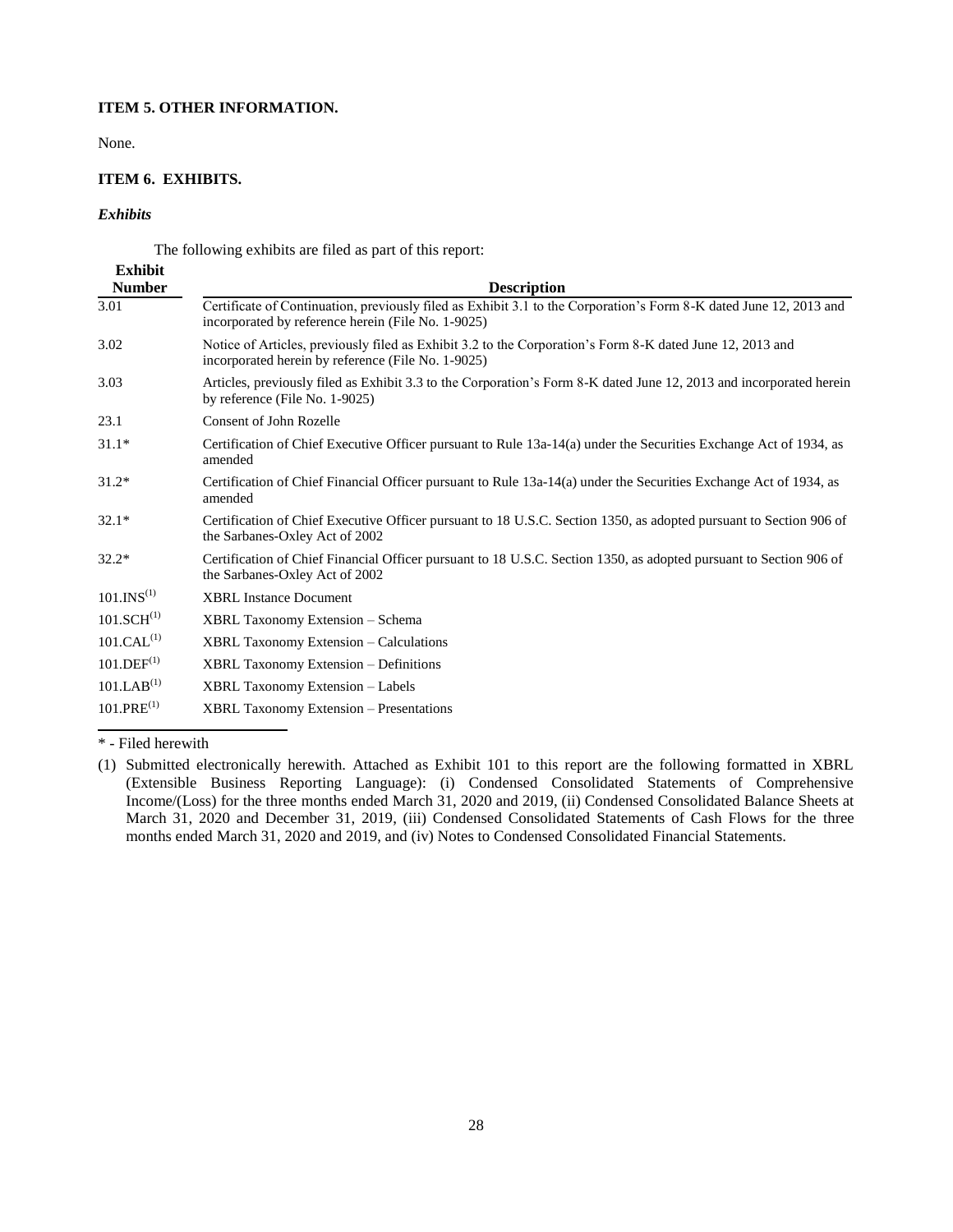### ITEM 5. OTHER INFORMATION.

None.

### ITEM 6. EXHIBITS.

***Exhibits***

The following exhibits are filed as part of this report:

| Exhibit Number | Description |
|---|---|
| 3.01 | Certificate of Continuation, previously filed as Exhibit 3.1 to the Corporation's Form 8-K dated June 12, 2013 and incorporated by reference herein (File No. 1-9025) |
| 3.02 | Notice of Articles, previously filed as Exhibit 3.2 to the Corporation's Form 8-K dated June 12, 2013 and incorporated herein by reference (File No. 1-9025) |
| 3.03 | Articles, previously filed as Exhibit 3.3 to the Corporation's Form 8-K dated June 12, 2013 and incorporated herein by reference (File No. 1-9025) |
| 23.1 | Consent of John Rozelle |
| 31.1* | Certification of Chief Executive Officer pursuant to Rule 13a-14(a) under the Securities Exchange Act of 1934, as amended |
| 31.2* | Certification of Chief Financial Officer pursuant to Rule 13a-14(a) under the Securities Exchange Act of 1934, as amended |
| 32.1* | Certification of Chief Executive Officer pursuant to 18 U.S.C. Section 1350, as adopted pursuant to Section 906 of the Sarbanes-Oxley Act of 2002 |
| 32.2* | Certification of Chief Financial Officer pursuant to 18 U.S.C. Section 1350, as adopted pursuant to Section 906 of the Sarbanes-Oxley Act of 2002 |
| 101.INS(1) | XBRL Instance Document |
| 101.SCH(1) | XBRL Taxonomy Extension – Schema |
| 101.CAL(1) | XBRL Taxonomy Extension – Calculations |
| 101.DEF(1) | XBRL Taxonomy Extension – Definitions |
| 101.LAB(1) | XBRL Taxonomy Extension – Labels |
| 101.PRE(1) | XBRL Taxonomy Extension – Presentations |

\* - Filed herewith

(1) Submitted electronically herewith. Attached as Exhibit 101 to this report are the following formatted in XBRL (Extensible Business Reporting Language): (i) Condensed Consolidated Statements of Comprehensive Income/(Loss) for the three months ended March 31, 2020 and 2019, (ii) Condensed Consolidated Balance Sheets at March 31, 2020 and December 31, 2019, (iii) Condensed Consolidated Statements of Cash Flows for the three months ended March 31, 2020 and 2019, and (iv) Notes to Condensed Consolidated Financial Statements.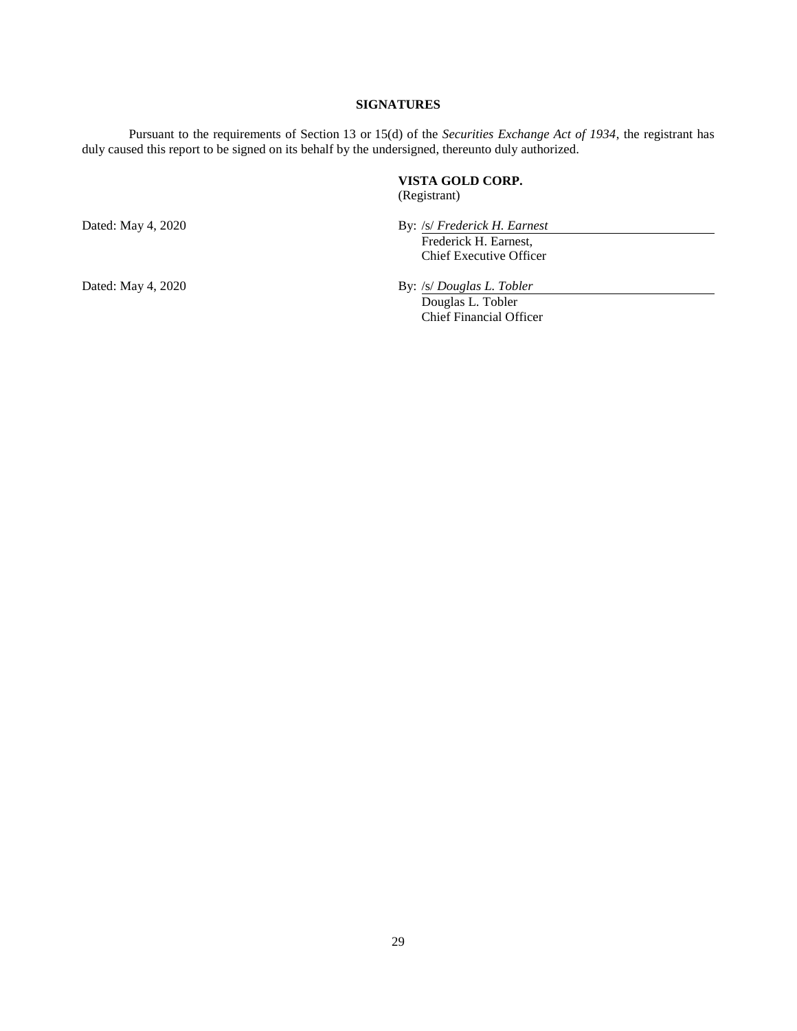## SIGNATURES

Pursuant to the requirements of Section 13 or 15(d) of the *Securities Exchange Act of 1934*, the registrant has duly caused this report to be signed on its behalf by the undersigned, thereunto duly authorized.

**VISTA GOLD CORP.**
(Registrant)

Dated: May 4, 2020

By: /s/ *Frederick H. Earnest*
Frederick H. Earnest,
Chief Executive Officer

Dated: May 4, 2020

By: /s/ *Douglas L. Tobler*
Douglas L. Tobler
Chief Financial Officer